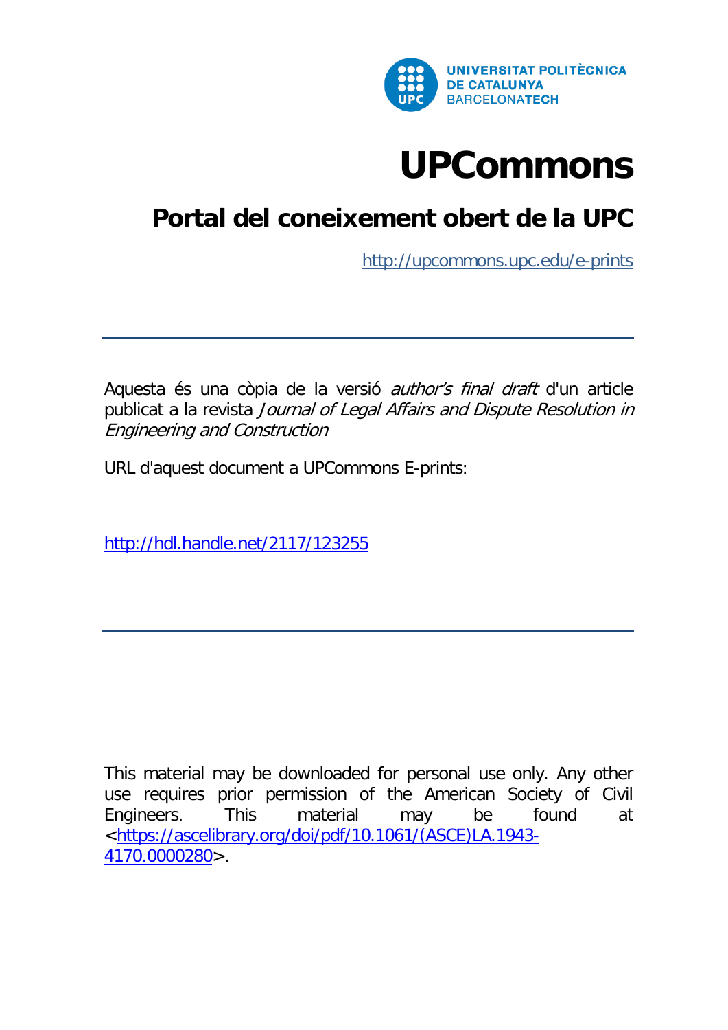UNIVERSITAT POLITÈCNICA DE CATALUNYA BARCELONATECH

# UPCommons

## Portal del coneixement obert de la UPC

http://upcommons.upc.edu/e-prints

---

Aquesta és una còpia de la versió *author's final draft* d'un article publicat a la revista *Journal of Legal Affairs and Dispute Resolution in Engineering and Construction*

URL d'aquest document a UPCommons E-prints:

http://hdl.handle.net/2117/123255

---

This material may be downloaded for personal use only. Any other use requires prior permission of the American Society of Civil Engineers. This material may be found at <https://ascelibrary.org/doi/pdf/10.1061/(ASCE)LA.1943-4170.0000280>.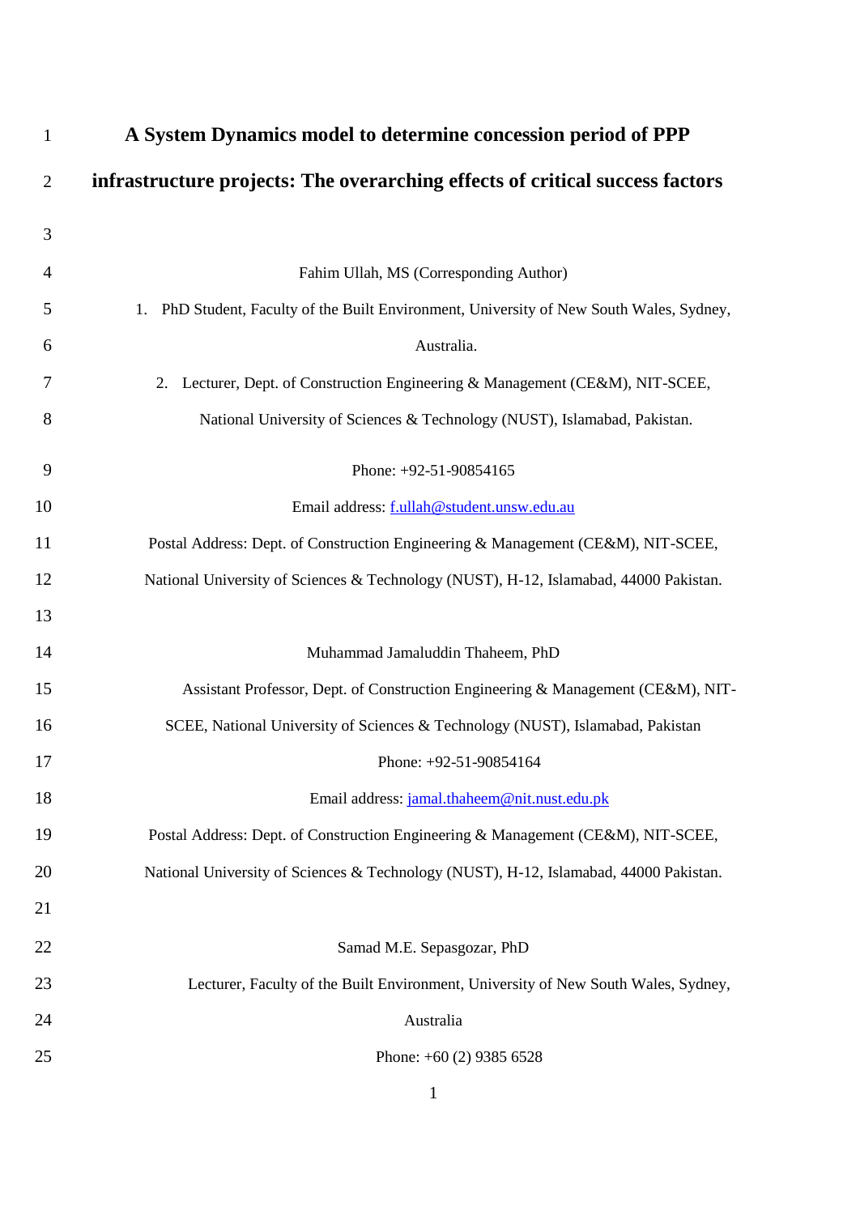# A System Dynamics model to determine concession period of PPP infrastructure projects: The overarching effects of critical success factors

Fahim Ullah, MS (Corresponding Author)

1. PhD Student, Faculty of the Built Environment, University of New South Wales, Sydney, Australia.
2. Lecturer, Dept. of Construction Engineering & Management (CE&M), NIT-SCEE, National University of Sciences & Technology (NUST), Islamabad, Pakistan.

Phone: +92-51-90854165

Email address: f.ullah@student.unsw.edu.au

Postal Address: Dept. of Construction Engineering & Management (CE&M), NIT-SCEE, National University of Sciences & Technology (NUST), H-12, Islamabad, 44000 Pakistan.

Muhammad Jamaluddin Thaheem, PhD

Assistant Professor, Dept. of Construction Engineering & Management (CE&M), NIT-SCEE, National University of Sciences & Technology (NUST), Islamabad, Pakistan

Phone: +92-51-90854164

Email address: jamal.thaheem@nit.nust.edu.pk

Postal Address: Dept. of Construction Engineering & Management (CE&M), NIT-SCEE, National University of Sciences & Technology (NUST), H-12, Islamabad, 44000 Pakistan.

Samad M.E. Sepasgozar, PhD

Lecturer, Faculty of the Built Environment, University of New South Wales, Sydney, Australia

Phone: +60 (2) 9385 6528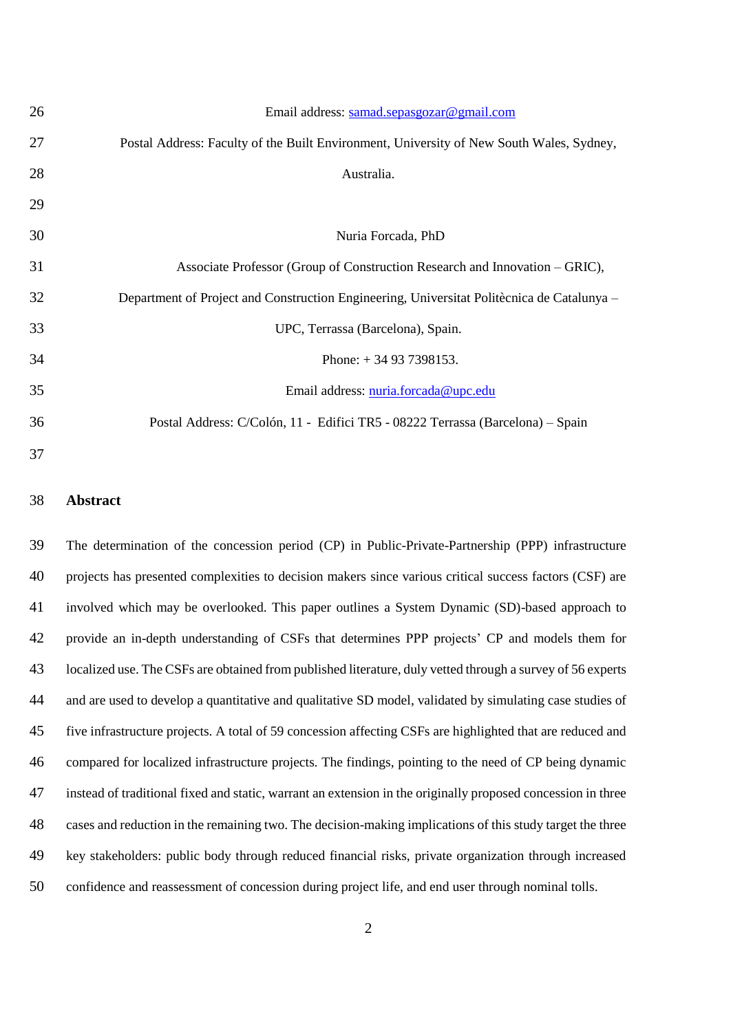Email address: samad.sepasgozar@gmail.com

Postal Address: Faculty of the Built Environment, University of New South Wales, Sydney, Australia.

Nuria Forcada, PhD

Associate Professor (Group of Construction Research and Innovation – GRIC),

Department of Project and Construction Engineering, Universitat Politècnica de Catalunya – UPC, Terrassa (Barcelona), Spain.

Phone: + 34 93 7398153.

Email address: nuria.forcada@upc.edu

Postal Address: C/Colón, 11 - Edifici TR5 - 08222 Terrassa (Barcelona) – Spain

## Abstract

The determination of the concession period (CP) in Public-Private-Partnership (PPP) infrastructure projects has presented complexities to decision makers since various critical success factors (CSF) are involved which may be overlooked. This paper outlines a System Dynamic (SD)-based approach to provide an in-depth understanding of CSFs that determines PPP projects' CP and models them for localized use. The CSFs are obtained from published literature, duly vetted through a survey of 56 experts and are used to develop a quantitative and qualitative SD model, validated by simulating case studies of five infrastructure projects. A total of 59 concession affecting CSFs are highlighted that are reduced and compared for localized infrastructure projects. The findings, pointing to the need of CP being dynamic instead of traditional fixed and static, warrant an extension in the originally proposed concession in three cases and reduction in the remaining two. The decision-making implications of this study target the three key stakeholders: public body through reduced financial risks, private organization through increased confidence and reassessment of concession during project life, and end user through nominal tolls.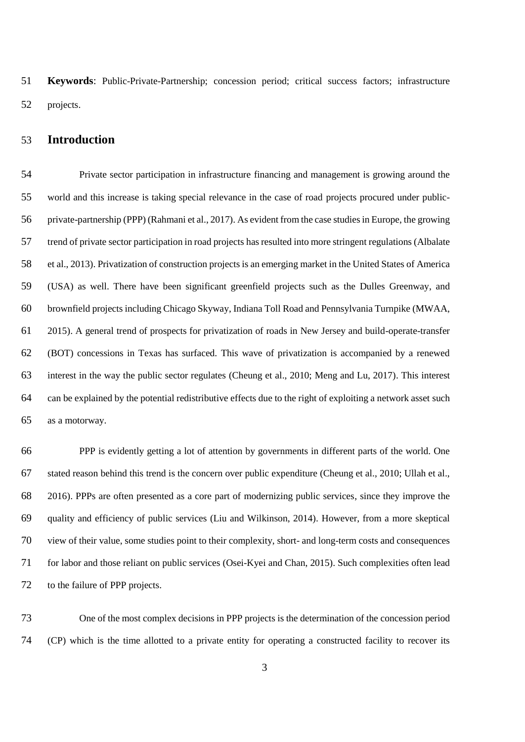**Keywords**: Public-Private-Partnership; concession period; critical success factors; infrastructure projects.

## Introduction

Private sector participation in infrastructure financing and management is growing around the world and this increase is taking special relevance in the case of road projects procured under public-private-partnership (PPP) (Rahmani et al., 2017). As evident from the case studies in Europe, the growing trend of private sector participation in road projects has resulted into more stringent regulations (Albalate et al., 2013). Privatization of construction projects is an emerging market in the United States of America (USA) as well. There have been significant greenfield projects such as the Dulles Greenway, and brownfield projects including Chicago Skyway, Indiana Toll Road and Pennsylvania Turnpike (MWAA, 2015). A general trend of prospects for privatization of roads in New Jersey and build-operate-transfer (BOT) concessions in Texas has surfaced. This wave of privatization is accompanied by a renewed interest in the way the public sector regulates (Cheung et al., 2010; Meng and Lu, 2017). This interest can be explained by the potential redistributive effects due to the right of exploiting a network asset such as a motorway.

PPP is evidently getting a lot of attention by governments in different parts of the world. One stated reason behind this trend is the concern over public expenditure (Cheung et al., 2010; Ullah et al., 2016). PPPs are often presented as a core part of modernizing public services, since they improve the quality and efficiency of public services (Liu and Wilkinson, 2014). However, from a more skeptical view of their value, some studies point to their complexity, short- and long-term costs and consequences for labor and those reliant on public services (Osei-Kyei and Chan, 2015). Such complexities often lead to the failure of PPP projects.

One of the most complex decisions in PPP projects is the determination of the concession period (CP) which is the time allotted to a private entity for operating a constructed facility to recover its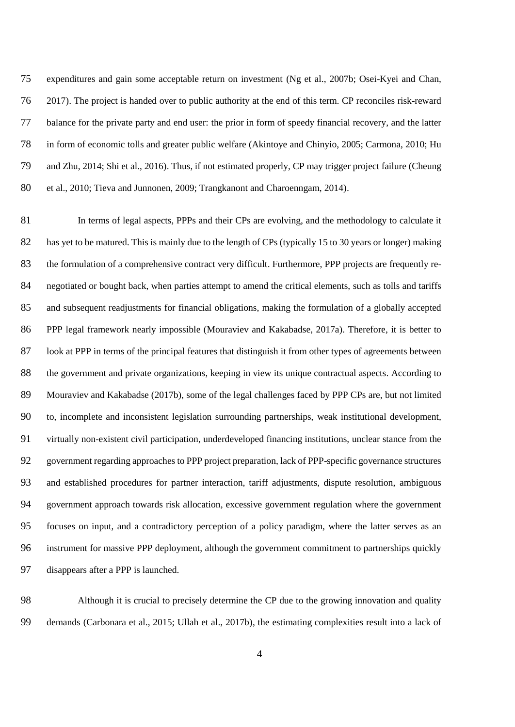expenditures and gain some acceptable return on investment (Ng et al., 2007b; Osei-Kyei and Chan, 2017). The project is handed over to public authority at the end of this term. CP reconciles risk-reward balance for the private party and end user: the prior in form of speedy financial recovery, and the latter in form of economic tolls and greater public welfare (Akintoye and Chinyio, 2005; Carmona, 2010; Hu and Zhu, 2014; Shi et al., 2016). Thus, if not estimated properly, CP may trigger project failure (Cheung et al., 2010; Tieva and Junnonen, 2009; Trangkanont and Charoenngam, 2014).

In terms of legal aspects, PPPs and their CPs are evolving, and the methodology to calculate it has yet to be matured. This is mainly due to the length of CPs (typically 15 to 30 years or longer) making the formulation of a comprehensive contract very difficult. Furthermore, PPP projects are frequently re-negotiated or bought back, when parties attempt to amend the critical elements, such as tolls and tariffs and subsequent readjustments for financial obligations, making the formulation of a globally accepted PPP legal framework nearly impossible (Mouraviev and Kakabadse, 2017a). Therefore, it is better to look at PPP in terms of the principal features that distinguish it from other types of agreements between the government and private organizations, keeping in view its unique contractual aspects. According to Mouraviev and Kakabadse (2017b), some of the legal challenges faced by PPP CPs are, but not limited to, incomplete and inconsistent legislation surrounding partnerships, weak institutional development, virtually non-existent civil participation, underdeveloped financing institutions, unclear stance from the government regarding approaches to PPP project preparation, lack of PPP-specific governance structures and established procedures for partner interaction, tariff adjustments, dispute resolution, ambiguous government approach towards risk allocation, excessive government regulation where the government focuses on input, and a contradictory perception of a policy paradigm, where the latter serves as an instrument for massive PPP deployment, although the government commitment to partnerships quickly disappears after a PPP is launched.

Although it is crucial to precisely determine the CP due to the growing innovation and quality demands (Carbonara et al., 2015; Ullah et al., 2017b), the estimating complexities result into a lack of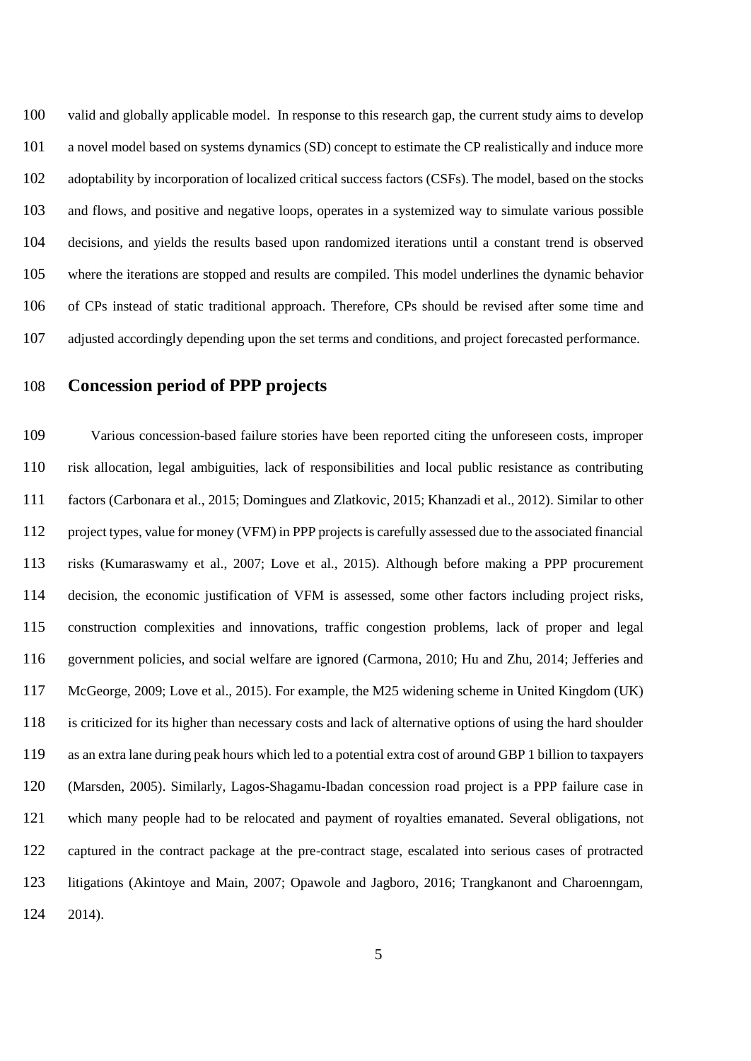valid and globally applicable model. In response to this research gap, the current study aims to develop a novel model based on systems dynamics (SD) concept to estimate the CP realistically and induce more adoptability by incorporation of localized critical success factors (CSFs). The model, based on the stocks and flows, and positive and negative loops, operates in a systemized way to simulate various possible decisions, and yields the results based upon randomized iterations until a constant trend is observed where the iterations are stopped and results are compiled. This model underlines the dynamic behavior of CPs instead of static traditional approach. Therefore, CPs should be revised after some time and adjusted accordingly depending upon the set terms and conditions, and project forecasted performance.

## Concession period of PPP projects

Various concession-based failure stories have been reported citing the unforeseen costs, improper risk allocation, legal ambiguities, lack of responsibilities and local public resistance as contributing factors (Carbonara et al., 2015; Domingues and Zlatkovic, 2015; Khanzadi et al., 2012). Similar to other project types, value for money (VFM) in PPP projects is carefully assessed due to the associated financial risks (Kumaraswamy et al., 2007; Love et al., 2015). Although before making a PPP procurement decision, the economic justification of VFM is assessed, some other factors including project risks, construction complexities and innovations, traffic congestion problems, lack of proper and legal government policies, and social welfare are ignored (Carmona, 2010; Hu and Zhu, 2014; Jefferies and McGeorge, 2009; Love et al., 2015). For example, the M25 widening scheme in United Kingdom (UK) is criticized for its higher than necessary costs and lack of alternative options of using the hard shoulder as an extra lane during peak hours which led to a potential extra cost of around GBP 1 billion to taxpayers (Marsden, 2005). Similarly, Lagos-Shagamu-Ibadan concession road project is a PPP failure case in which many people had to be relocated and payment of royalties emanated. Several obligations, not captured in the contract package at the pre-contract stage, escalated into serious cases of protracted litigations (Akintoye and Main, 2007; Opawole and Jagboro, 2016; Trangkanont and Charoenngam, 2014).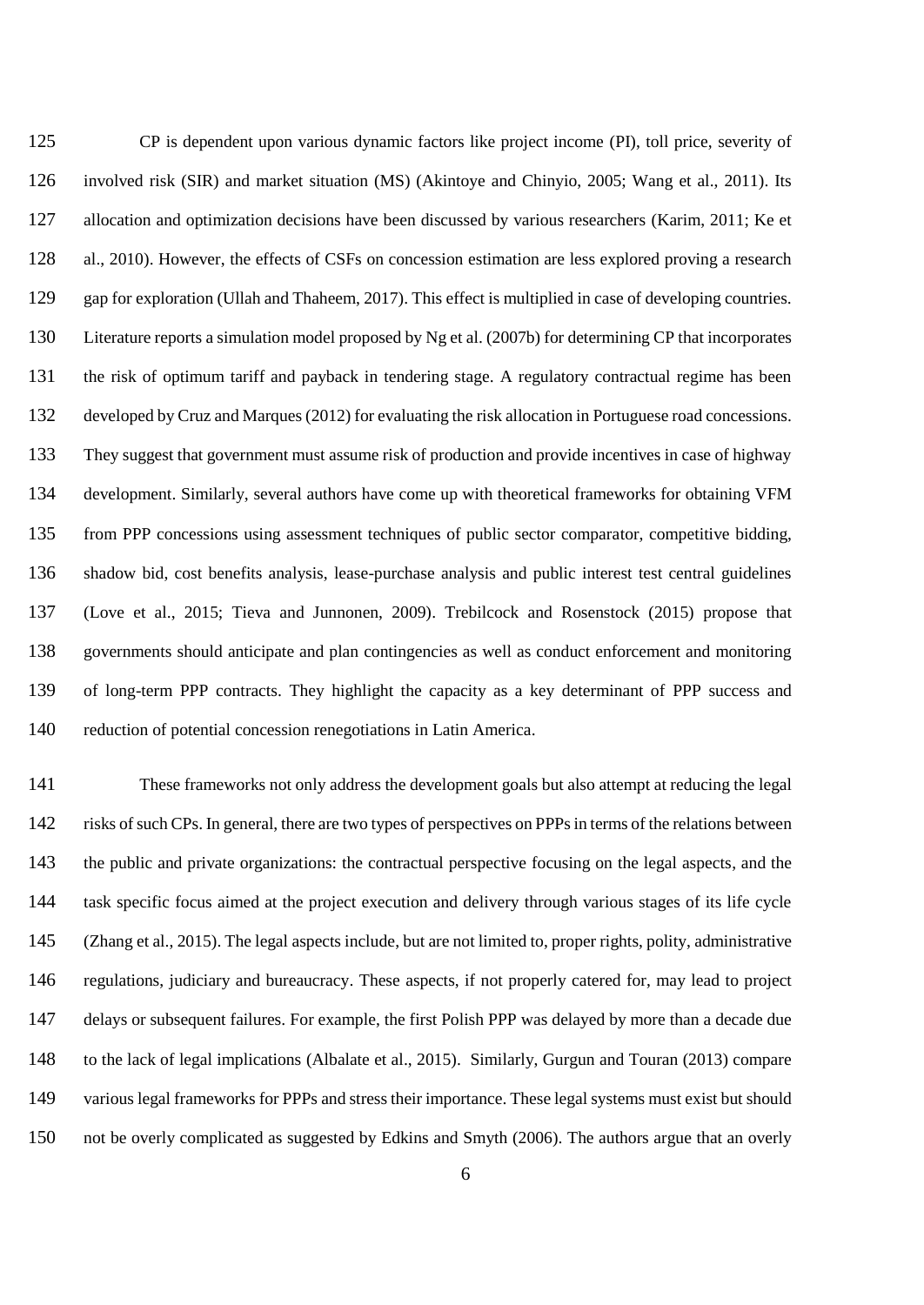CP is dependent upon various dynamic factors like project income (PI), toll price, severity of involved risk (SIR) and market situation (MS) (Akintoye and Chinyio, 2005; Wang et al., 2011). Its allocation and optimization decisions have been discussed by various researchers (Karim, 2011; Ke et al., 2010). However, the effects of CSFs on concession estimation are less explored proving a research gap for exploration (Ullah and Thaheem, 2017). This effect is multiplied in case of developing countries. Literature reports a simulation model proposed by Ng et al. (2007b) for determining CP that incorporates the risk of optimum tariff and payback in tendering stage. A regulatory contractual regime has been developed by Cruz and Marques (2012) for evaluating the risk allocation in Portuguese road concessions. They suggest that government must assume risk of production and provide incentives in case of highway development. Similarly, several authors have come up with theoretical frameworks for obtaining VFM from PPP concessions using assessment techniques of public sector comparator, competitive bidding, shadow bid, cost benefits analysis, lease-purchase analysis and public interest test central guidelines (Love et al., 2015; Tieva and Junnonen, 2009). Trebilcock and Rosenstock (2015) propose that governments should anticipate and plan contingencies as well as conduct enforcement and monitoring of long-term PPP contracts. They highlight the capacity as a key determinant of PPP success and reduction of potential concession renegotiations in Latin America.

These frameworks not only address the development goals but also attempt at reducing the legal risks of such CPs. In general, there are two types of perspectives on PPPs in terms of the relations between the public and private organizations: the contractual perspective focusing on the legal aspects, and the task specific focus aimed at the project execution and delivery through various stages of its life cycle (Zhang et al., 2015). The legal aspects include, but are not limited to, proper rights, polity, administrative regulations, judiciary and bureaucracy. These aspects, if not properly catered for, may lead to project delays or subsequent failures. For example, the first Polish PPP was delayed by more than a decade due to the lack of legal implications (Albalate et al., 2015). Similarly, Gurgun and Touran (2013) compare various legal frameworks for PPPs and stress their importance. These legal systems must exist but should not be overly complicated as suggested by Edkins and Smyth (2006). The authors argue that an overly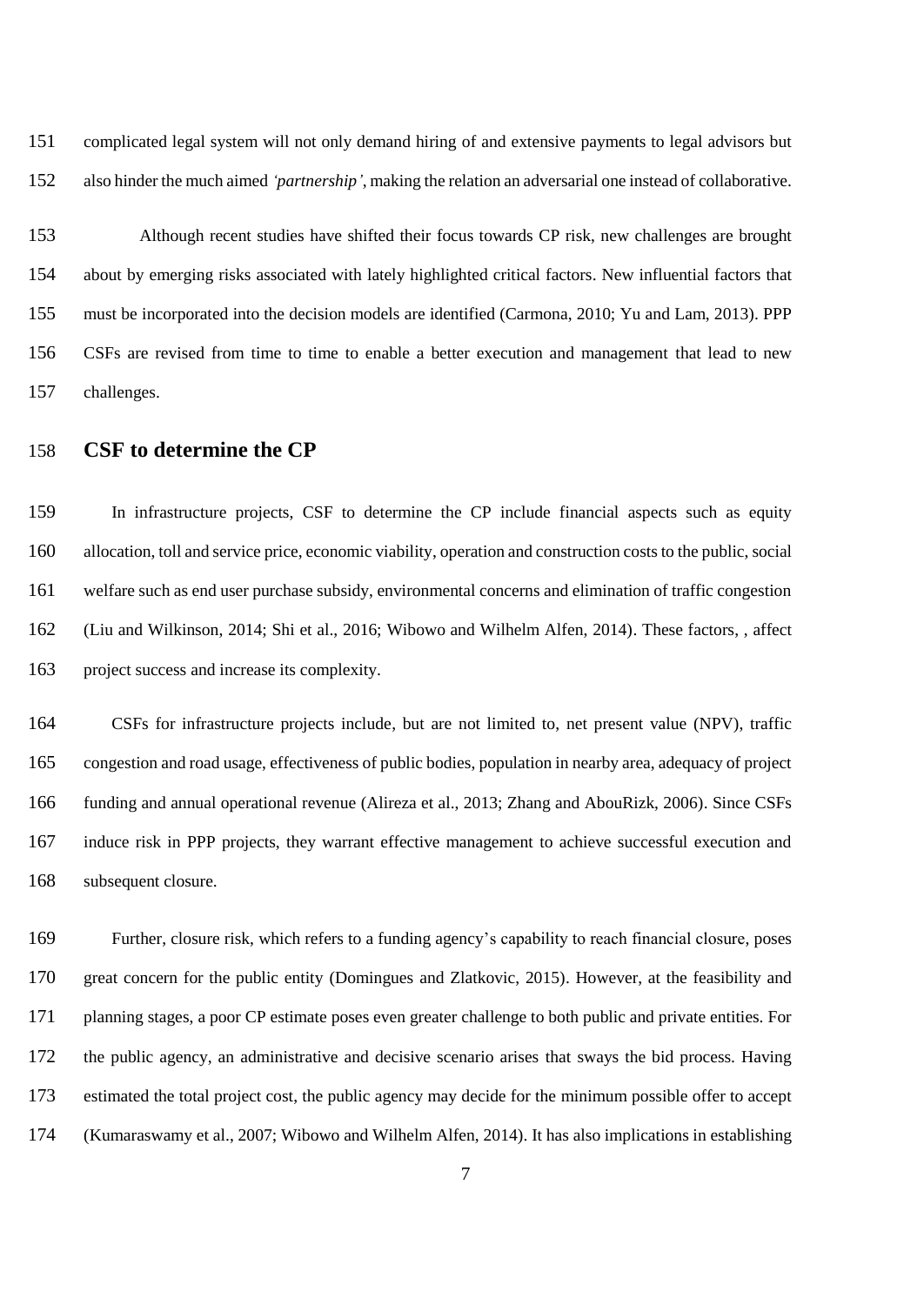complicated legal system will not only demand hiring of and extensive payments to legal advisors but also hinder the much aimed *'partnership'*, making the relation an adversarial one instead of collaborative.

Although recent studies have shifted their focus towards CP risk, new challenges are brought about by emerging risks associated with lately highlighted critical factors. New influential factors that must be incorporated into the decision models are identified (Carmona, 2010; Yu and Lam, 2013). PPP CSFs are revised from time to time to enable a better execution and management that lead to new challenges.

## CSF to determine the CP

In infrastructure projects, CSF to determine the CP include financial aspects such as equity allocation, toll and service price, economic viability, operation and construction costs to the public, social welfare such as end user purchase subsidy, environmental concerns and elimination of traffic congestion (Liu and Wilkinson, 2014; Shi et al., 2016; Wibowo and Wilhelm Alfen, 2014). These factors, , affect project success and increase its complexity.

CSFs for infrastructure projects include, but are not limited to, net present value (NPV), traffic congestion and road usage, effectiveness of public bodies, population in nearby area, adequacy of project funding and annual operational revenue (Alireza et al., 2013; Zhang and AbouRizk, 2006). Since CSFs induce risk in PPP projects, they warrant effective management to achieve successful execution and subsequent closure.

Further, closure risk, which refers to a funding agency's capability to reach financial closure, poses great concern for the public entity (Domingues and Zlatkovic, 2015). However, at the feasibility and planning stages, a poor CP estimate poses even greater challenge to both public and private entities. For the public agency, an administrative and decisive scenario arises that sways the bid process. Having estimated the total project cost, the public agency may decide for the minimum possible offer to accept (Kumaraswamy et al., 2007; Wibowo and Wilhelm Alfen, 2014). It has also implications in establishing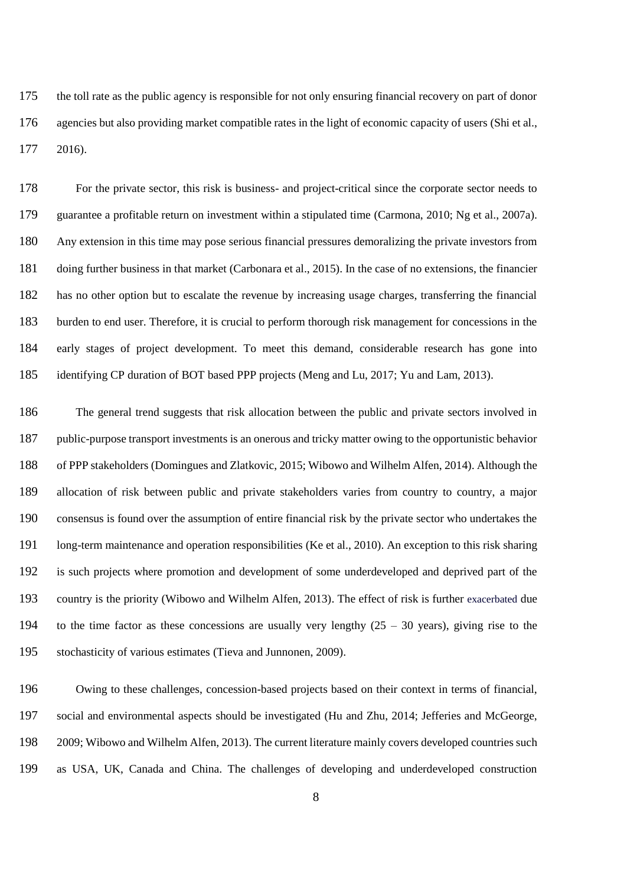the toll rate as the public agency is responsible for not only ensuring financial recovery on part of donor agencies but also providing market compatible rates in the light of economic capacity of users (Shi et al., 2016).

For the private sector, this risk is business- and project-critical since the corporate sector needs to guarantee a profitable return on investment within a stipulated time (Carmona, 2010; Ng et al., 2007a). Any extension in this time may pose serious financial pressures demoralizing the private investors from doing further business in that market (Carbonara et al., 2015). In the case of no extensions, the financier has no other option but to escalate the revenue by increasing usage charges, transferring the financial burden to end user. Therefore, it is crucial to perform thorough risk management for concessions in the early stages of project development. To meet this demand, considerable research has gone into identifying CP duration of BOT based PPP projects (Meng and Lu, 2017; Yu and Lam, 2013).

The general trend suggests that risk allocation between the public and private sectors involved in public-purpose transport investments is an onerous and tricky matter owing to the opportunistic behavior of PPP stakeholders (Domingues and Zlatkovic, 2015; Wibowo and Wilhelm Alfen, 2014). Although the allocation of risk between public and private stakeholders varies from country to country, a major consensus is found over the assumption of entire financial risk by the private sector who undertakes the long-term maintenance and operation responsibilities (Ke et al., 2010). An exception to this risk sharing is such projects where promotion and development of some underdeveloped and deprived part of the country is the priority (Wibowo and Wilhelm Alfen, 2013). The effect of risk is further exacerbated due to the time factor as these concessions are usually very lengthy (25 – 30 years), giving rise to the stochasticity of various estimates (Tieva and Junnonen, 2009).

Owing to these challenges, concession-based projects based on their context in terms of financial, social and environmental aspects should be investigated (Hu and Zhu, 2014; Jefferies and McGeorge, 2009; Wibowo and Wilhelm Alfen, 2013). The current literature mainly covers developed countries such as USA, UK, Canada and China. The challenges of developing and underdeveloped construction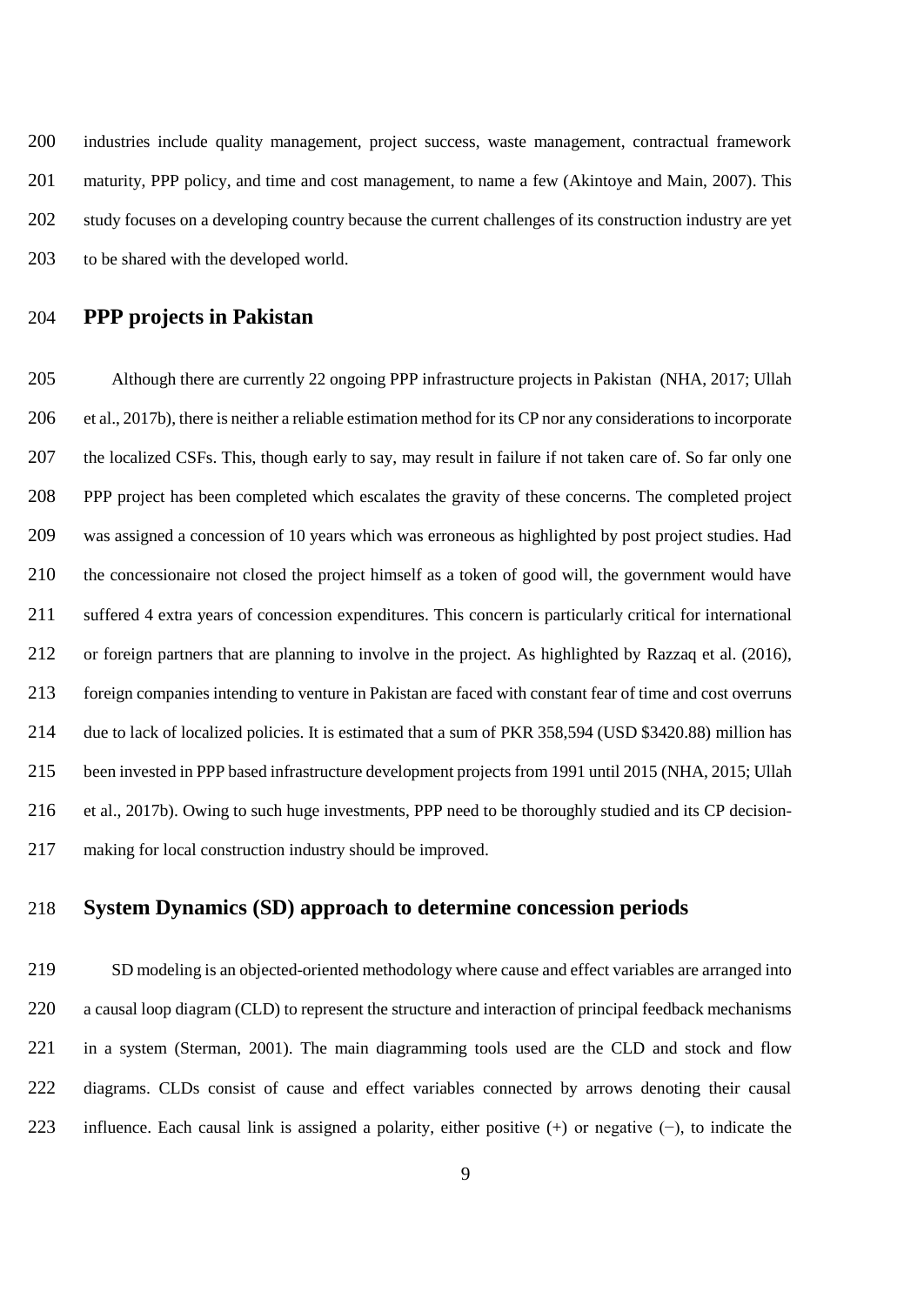industries include quality management, project success, waste management, contractual framework maturity, PPP policy, and time and cost management, to name a few (Akintoye and Main, 2007). This study focuses on a developing country because the current challenges of its construction industry are yet to be shared with the developed world.

## PPP projects in Pakistan

Although there are currently 22 ongoing PPP infrastructure projects in Pakistan (NHA, 2017; Ullah et al., 2017b), there is neither a reliable estimation method for its CP nor any considerations to incorporate the localized CSFs. This, though early to say, may result in failure if not taken care of. So far only one PPP project has been completed which escalates the gravity of these concerns. The completed project was assigned a concession of 10 years which was erroneous as highlighted by post project studies. Had the concessionaire not closed the project himself as a token of good will, the government would have suffered 4 extra years of concession expenditures. This concern is particularly critical for international or foreign partners that are planning to involve in the project. As highlighted by Razzaq et al. (2016), foreign companies intending to venture in Pakistan are faced with constant fear of time and cost overruns due to lack of localized policies. It is estimated that a sum of PKR 358,594 (USD $3420.88) million has been invested in PPP based infrastructure development projects from 1991 until 2015 (NHA, 2015; Ullah et al., 2017b). Owing to such huge investments, PPP need to be thoroughly studied and its CP decision-making for local construction industry should be improved.

## System Dynamics (SD) approach to determine concession periods

SD modeling is an objected-oriented methodology where cause and effect variables are arranged into a causal loop diagram (CLD) to represent the structure and interaction of principal feedback mechanisms in a system (Sterman, 2001). The main diagramming tools used are the CLD and stock and flow diagrams. CLDs consist of cause and effect variables connected by arrows denoting their causal influence. Each causal link is assigned a polarity, either positive (+) or negative (−), to indicate the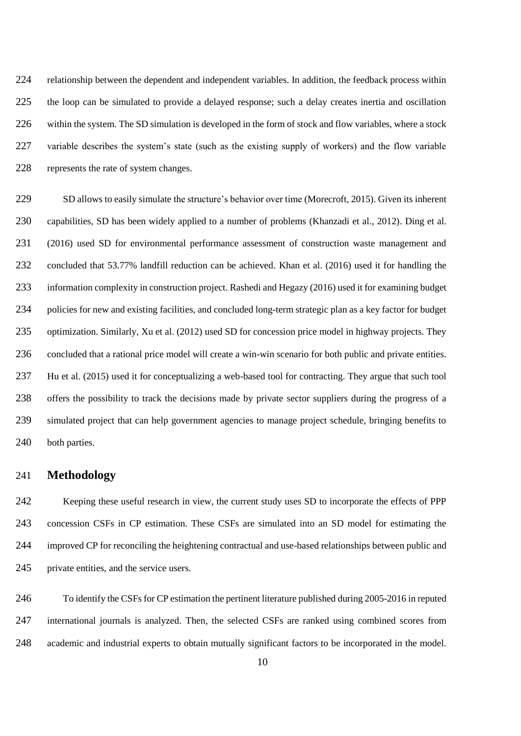relationship between the dependent and independent variables. In addition, the feedback process within the loop can be simulated to provide a delayed response; such a delay creates inertia and oscillation within the system. The SD simulation is developed in the form of stock and flow variables, where a stock variable describes the system's state (such as the existing supply of workers) and the flow variable represents the rate of system changes.

SD allows to easily simulate the structure's behavior over time (Morecroft, 2015). Given its inherent capabilities, SD has been widely applied to a number of problems (Khanzadi et al., 2012). Ding et al. (2016) used SD for environmental performance assessment of construction waste management and concluded that 53.77% landfill reduction can be achieved. Khan et al. (2016) used it for handling the information complexity in construction project. Rashedi and Hegazy (2016) used it for examining budget policies for new and existing facilities, and concluded long-term strategic plan as a key factor for budget optimization. Similarly, Xu et al. (2012) used SD for concession price model in highway projects. They concluded that a rational price model will create a win-win scenario for both public and private entities. Hu et al. (2015) used it for conceptualizing a web-based tool for contracting. They argue that such tool offers the possibility to track the decisions made by private sector suppliers during the progress of a simulated project that can help government agencies to manage project schedule, bringing benefits to both parties.

## Methodology

Keeping these useful research in view, the current study uses SD to incorporate the effects of PPP concession CSFs in CP estimation. These CSFs are simulated into an SD model for estimating the improved CP for reconciling the heightening contractual and use-based relationships between public and private entities, and the service users.

To identify the CSFs for CP estimation the pertinent literature published during 2005-2016 in reputed international journals is analyzed. Then, the selected CSFs are ranked using combined scores from academic and industrial experts to obtain mutually significant factors to be incorporated in the model.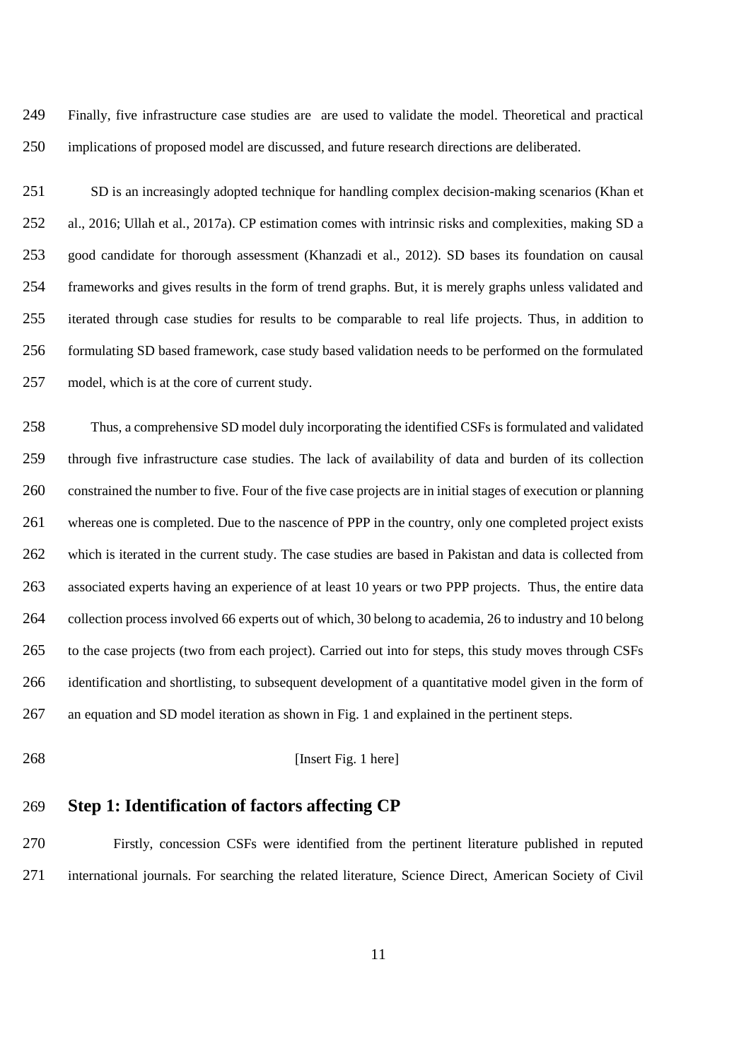Finally, five infrastructure case studies are are used to validate the model. Theoretical and practical implications of proposed model are discussed, and future research directions are deliberated.

SD is an increasingly adopted technique for handling complex decision-making scenarios (Khan et al., 2016; Ullah et al., 2017a). CP estimation comes with intrinsic risks and complexities, making SD a good candidate for thorough assessment (Khanzadi et al., 2012). SD bases its foundation on causal frameworks and gives results in the form of trend graphs. But, it is merely graphs unless validated and iterated through case studies for results to be comparable to real life projects. Thus, in addition to formulating SD based framework, case study based validation needs to be performed on the formulated model, which is at the core of current study.

Thus, a comprehensive SD model duly incorporating the identified CSFs is formulated and validated through five infrastructure case studies. The lack of availability of data and burden of its collection constrained the number to five. Four of the five case projects are in initial stages of execution or planning whereas one is completed. Due to the nascence of PPP in the country, only one completed project exists which is iterated in the current study. The case studies are based in Pakistan and data is collected from associated experts having an experience of at least 10 years or two PPP projects. Thus, the entire data collection process involved 66 experts out of which, 30 belong to academia, 26 to industry and 10 belong to the case projects (two from each project). Carried out into for steps, this study moves through CSFs identification and shortlisting, to subsequent development of a quantitative model given in the form of an equation and SD model iteration as shown in Fig. 1 and explained in the pertinent steps.

[Insert Fig. 1 here]

## Step 1: Identification of factors affecting CP

Firstly, concession CSFs were identified from the pertinent literature published in reputed international journals. For searching the related literature, Science Direct, American Society of Civil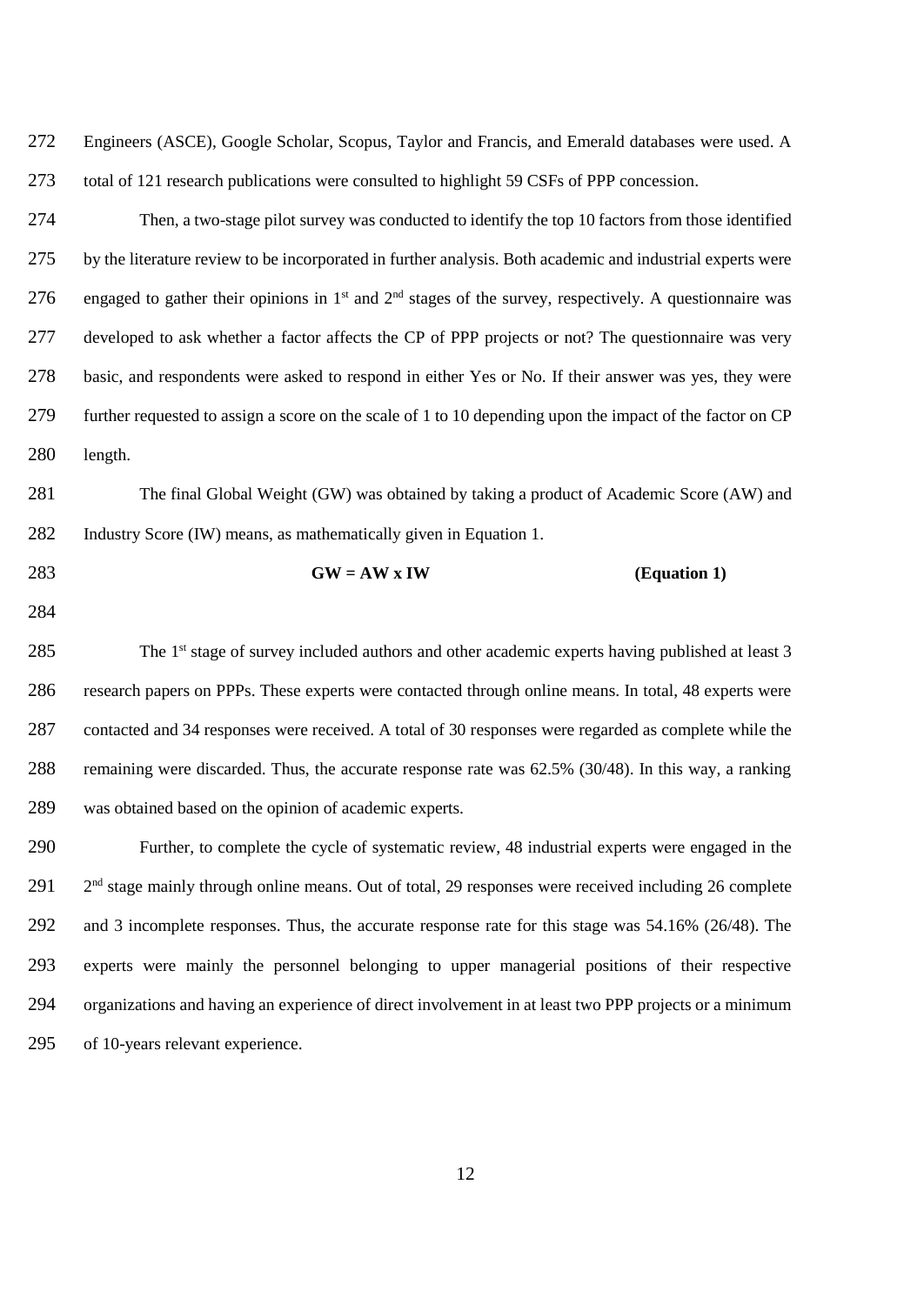Engineers (ASCE), Google Scholar, Scopus, Taylor and Francis, and Emerald databases were used. A total of 121 research publications were consulted to highlight 59 CSFs of PPP concession.

Then, a two-stage pilot survey was conducted to identify the top 10 factors from those identified by the literature review to be incorporated in further analysis. Both academic and industrial experts were engaged to gather their opinions in 1st and 2nd stages of the survey, respectively. A questionnaire was developed to ask whether a factor affects the CP of PPP projects or not? The questionnaire was very basic, and respondents were asked to respond in either Yes or No. If their answer was yes, they were further requested to assign a score on the scale of 1 to 10 depending upon the impact of the factor on CP length.

The final Global Weight (GW) was obtained by taking a product of Academic Score (AW) and Industry Score (IW) means, as mathematically given in Equation 1.

$$\mathbf{GW = AW \times IW} \qquad \textbf{(Equation 1)}$$

The 1st stage of survey included authors and other academic experts having published at least 3 research papers on PPPs. These experts were contacted through online means. In total, 48 experts were contacted and 34 responses were received. A total of 30 responses were regarded as complete while the remaining were discarded. Thus, the accurate response rate was 62.5% (30/48). In this way, a ranking was obtained based on the opinion of academic experts.

Further, to complete the cycle of systematic review, 48 industrial experts were engaged in the 2nd stage mainly through online means. Out of total, 29 responses were received including 26 complete and 3 incomplete responses. Thus, the accurate response rate for this stage was 54.16% (26/48). The experts were mainly the personnel belonging to upper managerial positions of their respective organizations and having an experience of direct involvement in at least two PPP projects or a minimum of 10-years relevant experience.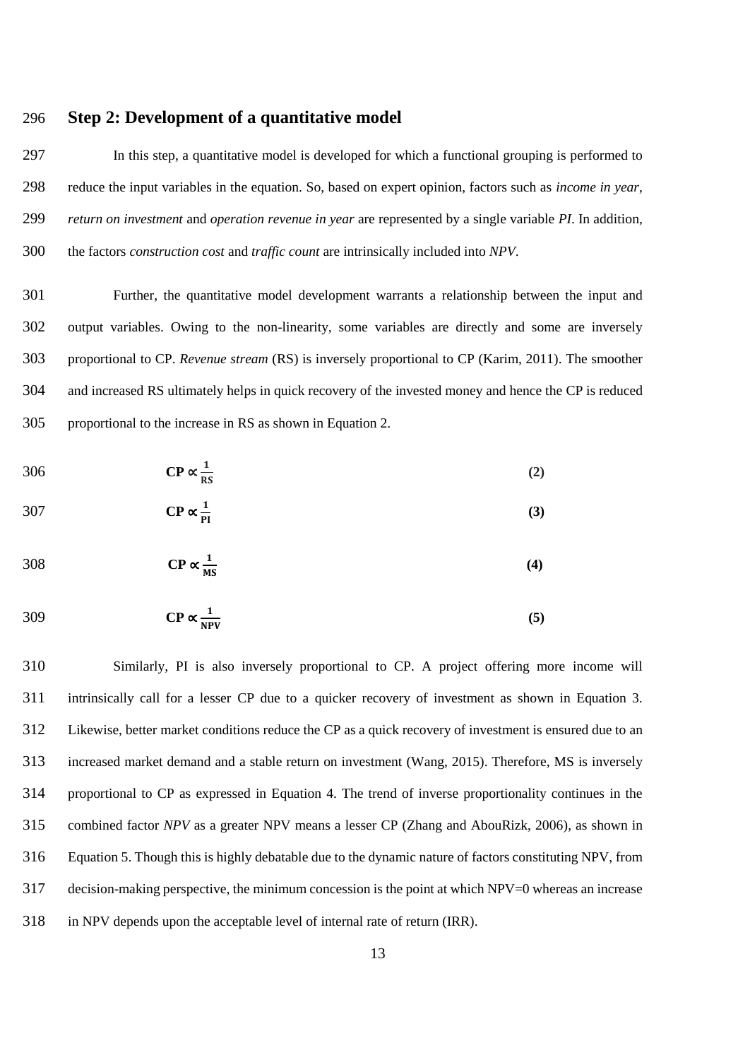## Step 2: Development of a quantitative model

In this step, a quantitative model is developed for which a functional grouping is performed to reduce the input variables in the equation. So, based on expert opinion, factors such as *income in year*, *return on investment* and *operation revenue in year* are represented by a single variable *PI*. In addition, the factors *construction cost* and *traffic count* are intrinsically included into *NPV*.

Further, the quantitative model development warrants a relationship between the input and output variables. Owing to the non-linearity, some variables are directly and some are inversely proportional to CP. *Revenue stream* (RS) is inversely proportional to CP (Karim, 2011). The smoother and increased RS ultimately helps in quick recovery of the invested money and hence the CP is reduced proportional to the increase in RS as shown in Equation 2.

$$\mathbf{CP \propto \frac{1}{RS}} \tag{2}$$

$$\mathbf{CP \propto \frac{1}{PI}} \tag{3}$$

$$\mathbf{CP \propto \frac{1}{MS}} \tag{4}$$

$$\mathbf{CP \propto \frac{1}{NPV}} \tag{5}$$

Similarly, PI is also inversely proportional to CP. A project offering more income will intrinsically call for a lesser CP due to a quicker recovery of investment as shown in Equation 3. Likewise, better market conditions reduce the CP as a quick recovery of investment is ensured due to an increased market demand and a stable return on investment (Wang, 2015). Therefore, MS is inversely proportional to CP as expressed in Equation 4. The trend of inverse proportionality continues in the combined factor *NPV* as a greater NPV means a lesser CP (Zhang and AbouRizk, 2006), as shown in Equation 5. Though this is highly debatable due to the dynamic nature of factors constituting NPV, from decision-making perspective, the minimum concession is the point at which NPV=0 whereas an increase in NPV depends upon the acceptable level of internal rate of return (IRR).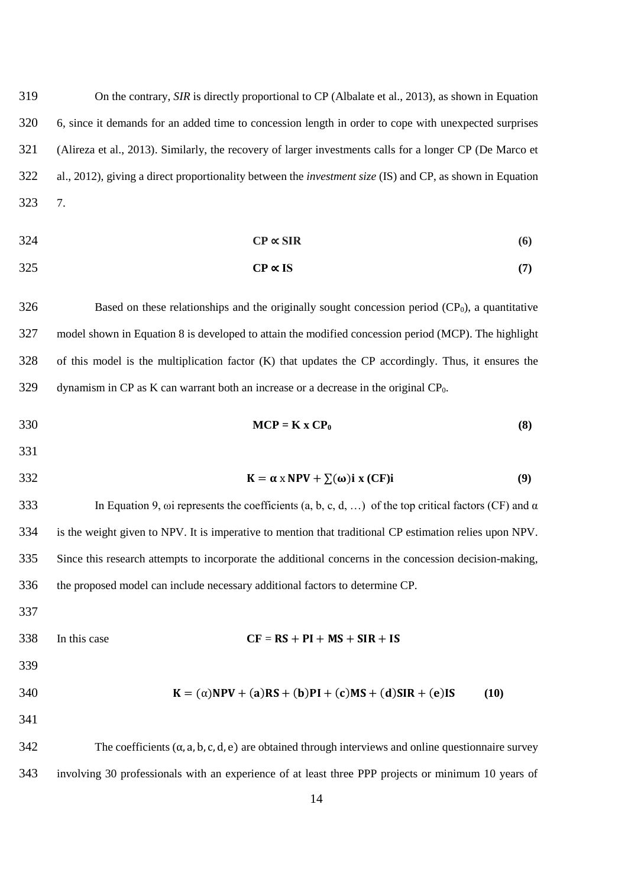On the contrary, *SIR* is directly proportional to CP (Albalate et al., 2013), as shown in Equation 6, since it demands for an added time to concession length in order to cope with unexpected surprises (Alireza et al., 2013). Similarly, the recovery of larger investments calls for a longer CP (De Marco et al., 2012), giving a direct proportionality between the *investment size* (IS) and CP, as shown in Equation 7.

$$\mathbf{CP \propto SIR} \quad \textbf{(6)}$$

$$\mathbf{CP \propto IS} \quad \textbf{(7)}$$

Based on these relationships and the originally sought concession period ($CP_0$), a quantitative model shown in Equation 8 is developed to attain the modified concession period (MCP). The highlight of this model is the multiplication factor (K) that updates the CP accordingly. Thus, it ensures the dynamism in CP as K can warrant both an increase or a decrease in the original $CP_0$.

$$\mathbf{MCP = K \times CP_0} \quad \textbf{(8)}$$

$$\mathbf{K = \alpha \times NPV + \sum(\omega)i \times (CF)i} \quad \textbf{(9)}$$

In Equation 9, ωi represents the coefficients (a, b, c, d, …) of the top critical factors (CF) and α is the weight given to NPV. It is imperative to mention that traditional CP estimation relies upon NPV. Since this research attempts to incorporate the additional concerns in the concession decision-making, the proposed model can include necessary additional factors to determine CP.

In this case $\mathbf{CF = RS + PI + MS + SIR + IS}$

$$\mathbf{K = (\alpha)NPV + (a)RS + (b)PI + (c)MS + (d)SIR + (e)IS} \quad \textbf{(10)}$$

The coefficients $(\alpha, a, b, c, d, e)$ are obtained through interviews and online questionnaire survey involving 30 professionals with an experience of at least three PPP projects or minimum 10 years of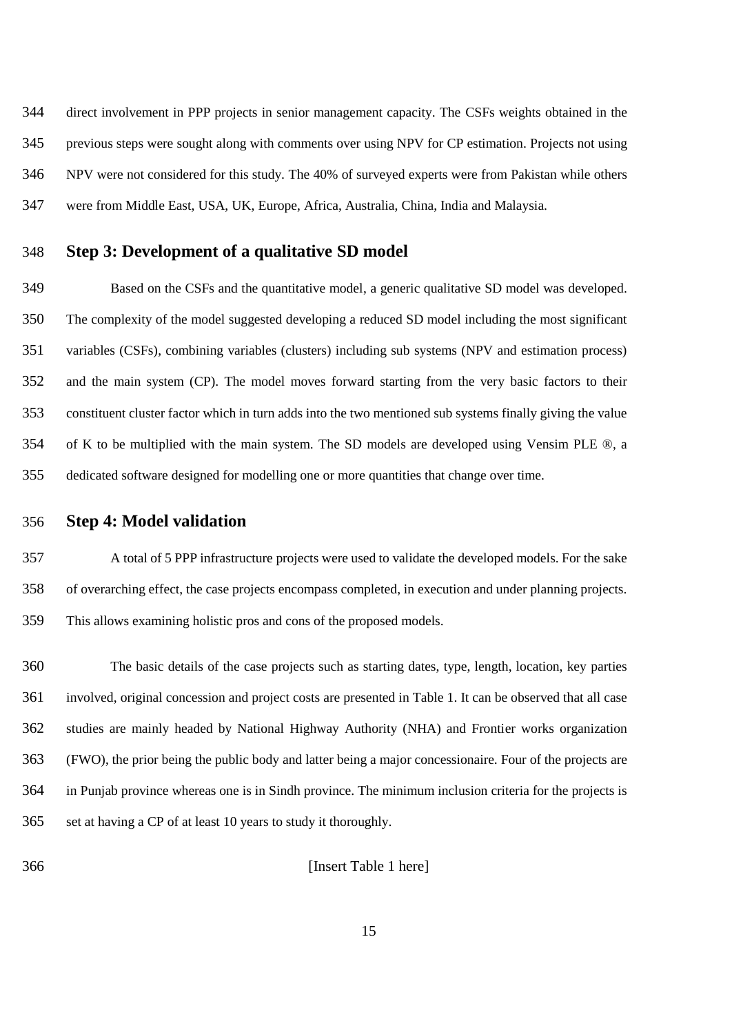direct involvement in PPP projects in senior management capacity. The CSFs weights obtained in the previous steps were sought along with comments over using NPV for CP estimation. Projects not using NPV were not considered for this study. The 40% of surveyed experts were from Pakistan while others were from Middle East, USA, UK, Europe, Africa, Australia, China, India and Malaysia.

## Step 3: Development of a qualitative SD model

Based on the CSFs and the quantitative model, a generic qualitative SD model was developed. The complexity of the model suggested developing a reduced SD model including the most significant variables (CSFs), combining variables (clusters) including sub systems (NPV and estimation process) and the main system (CP). The model moves forward starting from the very basic factors to their constituent cluster factor which in turn adds into the two mentioned sub systems finally giving the value of K to be multiplied with the main system. The SD models are developed using Vensim PLE ®, a dedicated software designed for modelling one or more quantities that change over time.

## Step 4: Model validation

A total of 5 PPP infrastructure projects were used to validate the developed models. For the sake of overarching effect, the case projects encompass completed, in execution and under planning projects. This allows examining holistic pros and cons of the proposed models.

The basic details of the case projects such as starting dates, type, length, location, key parties involved, original concession and project costs are presented in Table 1. It can be observed that all case studies are mainly headed by National Highway Authority (NHA) and Frontier works organization (FWO), the prior being the public body and latter being a major concessionaire. Four of the projects are in Punjab province whereas one is in Sindh province. The minimum inclusion criteria for the projects is set at having a CP of at least 10 years to study it thoroughly.

[Insert Table 1 here]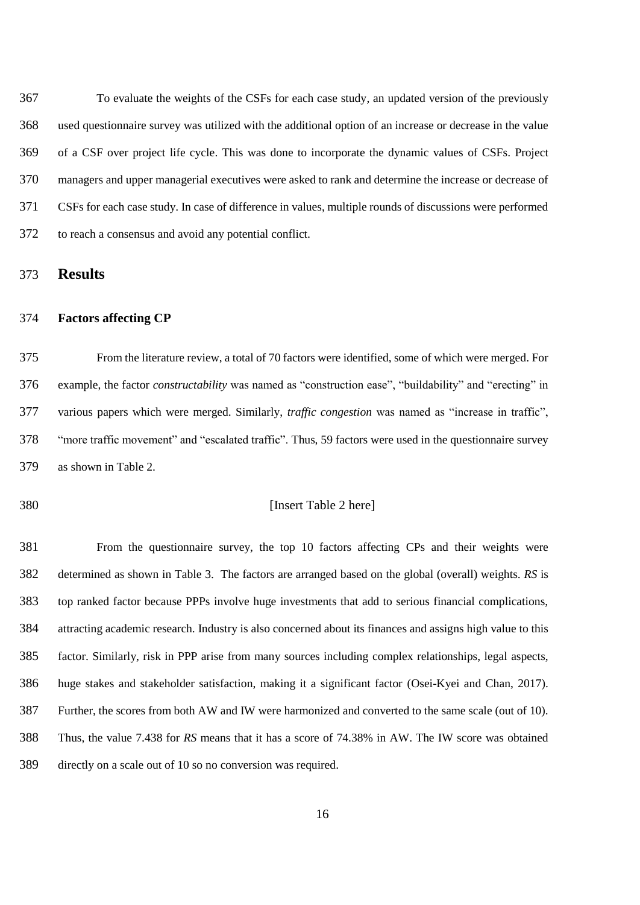To evaluate the weights of the CSFs for each case study, an updated version of the previously used questionnaire survey was utilized with the additional option of an increase or decrease in the value of a CSF over project life cycle. This was done to incorporate the dynamic values of CSFs. Project managers and upper managerial executives were asked to rank and determine the increase or decrease of CSFs for each case study. In case of difference in values, multiple rounds of discussions were performed to reach a consensus and avoid any potential conflict.

## Results

### Factors affecting CP

From the literature review, a total of 70 factors were identified, some of which were merged. For example, the factor *constructability* was named as "construction ease", "buildability" and "erecting" in various papers which were merged. Similarly, *traffic congestion* was named as "increase in traffic", "more traffic movement" and "escalated traffic". Thus, 59 factors were used in the questionnaire survey as shown in Table 2.

[Insert Table 2 here]

From the questionnaire survey, the top 10 factors affecting CPs and their weights were determined as shown in Table 3. The factors are arranged based on the global (overall) weights. *RS* is top ranked factor because PPPs involve huge investments that add to serious financial complications, attracting academic research. Industry is also concerned about its finances and assigns high value to this factor. Similarly, risk in PPP arise from many sources including complex relationships, legal aspects, huge stakes and stakeholder satisfaction, making it a significant factor (Osei-Kyei and Chan, 2017). Further, the scores from both AW and IW were harmonized and converted to the same scale (out of 10). Thus, the value 7.438 for *RS* means that it has a score of 74.38% in AW. The IW score was obtained directly on a scale out of 10 so no conversion was required.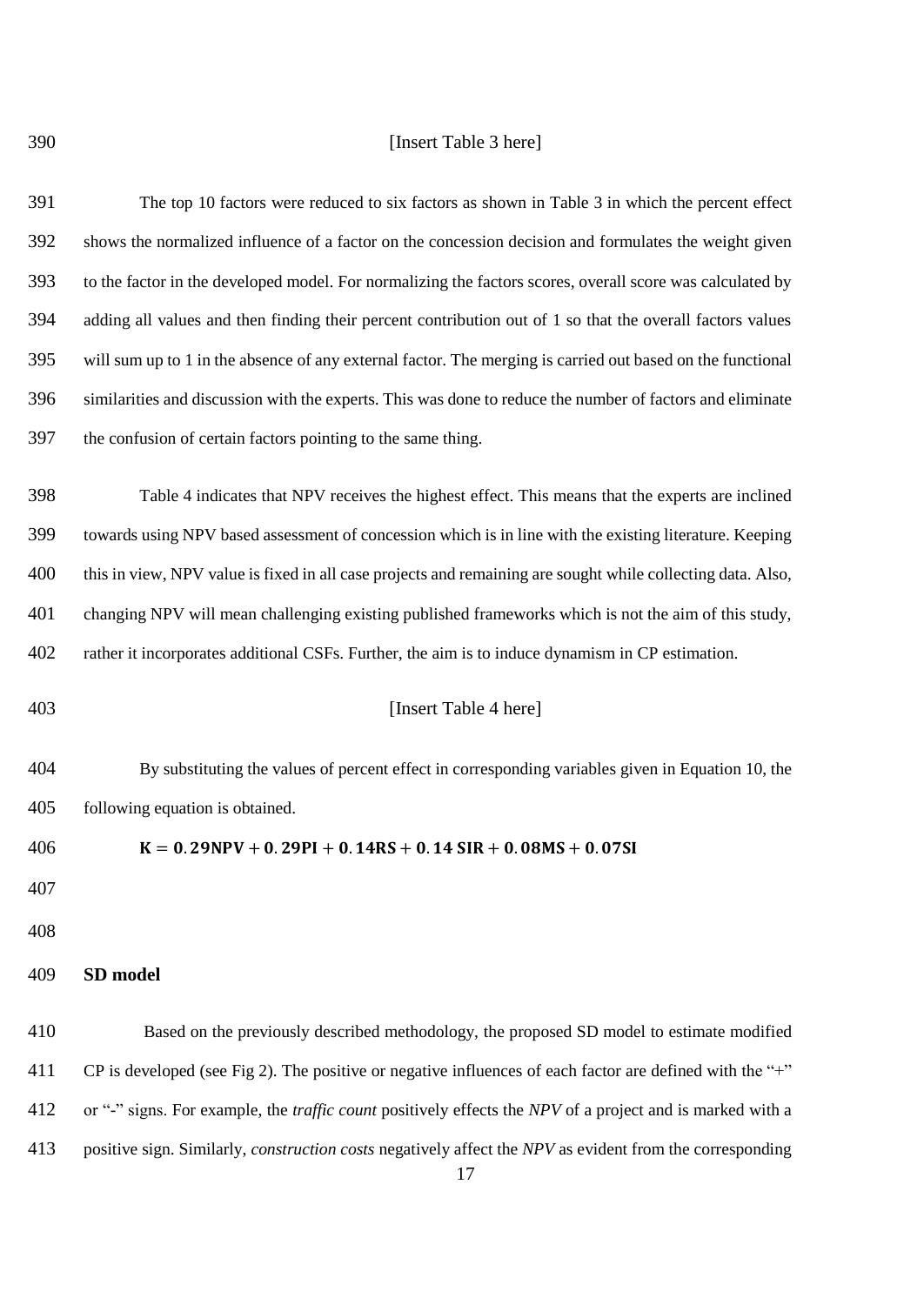[Insert Table 3 here]

The top 10 factors were reduced to six factors as shown in Table 3 in which the percent effect shows the normalized influence of a factor on the concession decision and formulates the weight given to the factor in the developed model. For normalizing the factors scores, overall score was calculated by adding all values and then finding their percent contribution out of 1 so that the overall factors values will sum up to 1 in the absence of any external factor. The merging is carried out based on the functional similarities and discussion with the experts. This was done to reduce the number of factors and eliminate the confusion of certain factors pointing to the same thing.

Table 4 indicates that NPV receives the highest effect. This means that the experts are inclined towards using NPV based assessment of concession which is in line with the existing literature. Keeping this in view, NPV value is fixed in all case projects and remaining are sought while collecting data. Also, changing NPV will mean challenging existing published frameworks which is not the aim of this study, rather it incorporates additional CSFs. Further, the aim is to induce dynamism in CP estimation.

[Insert Table 4 here]

By substituting the values of percent effect in corresponding variables given in Equation 10, the following equation is obtained.

$$\mathbf{K = 0.29NPV + 0.29PI + 0.14RS + 0.14\ SIR + 0.08MS + 0.07SI}$$

## SD model

Based on the previously described methodology, the proposed SD model to estimate modified CP is developed (see Fig 2). The positive or negative influences of each factor are defined with the "+" or "-" signs. For example, the *traffic count* positively effects the *NPV* of a project and is marked with a positive sign. Similarly, *construction costs* negatively affect the *NPV* as evident from the corresponding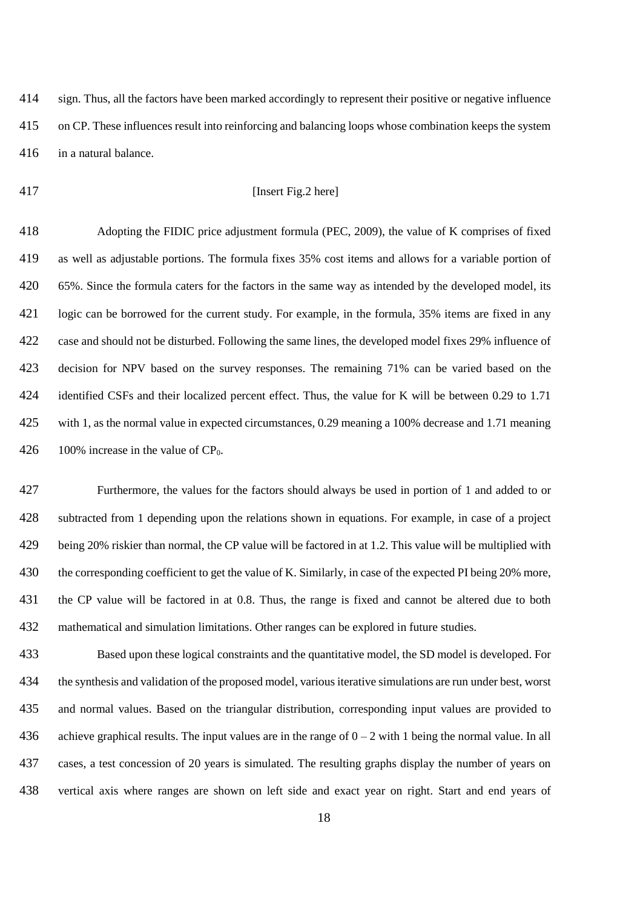sign. Thus, all the factors have been marked accordingly to represent their positive or negative influence on CP. These influences result into reinforcing and balancing loops whose combination keeps the system in a natural balance.

[Insert Fig.2 here]

Adopting the FIDIC price adjustment formula (PEC, 2009), the value of K comprises of fixed as well as adjustable portions. The formula fixes 35% cost items and allows for a variable portion of 65%. Since the formula caters for the factors in the same way as intended by the developed model, its logic can be borrowed for the current study. For example, in the formula, 35% items are fixed in any case and should not be disturbed. Following the same lines, the developed model fixes 29% influence of decision for NPV based on the survey responses. The remaining 71% can be varied based on the identified CSFs and their localized percent effect. Thus, the value for K will be between 0.29 to 1.71 with 1, as the normal value in expected circumstances, 0.29 meaning a 100% decrease and 1.71 meaning 100% increase in the value of $CP_0$.

Furthermore, the values for the factors should always be used in portion of 1 and added to or subtracted from 1 depending upon the relations shown in equations. For example, in case of a project being 20% riskier than normal, the CP value will be factored in at 1.2. This value will be multiplied with the corresponding coefficient to get the value of K. Similarly, in case of the expected PI being 20% more, the CP value will be factored in at 0.8. Thus, the range is fixed and cannot be altered due to both mathematical and simulation limitations. Other ranges can be explored in future studies.

Based upon these logical constraints and the quantitative model, the SD model is developed. For the synthesis and validation of the proposed model, various iterative simulations are run under best, worst and normal values. Based on the triangular distribution, corresponding input values are provided to achieve graphical results. The input values are in the range of 0 – 2 with 1 being the normal value. In all cases, a test concession of 20 years is simulated. The resulting graphs display the number of years on vertical axis where ranges are shown on left side and exact year on right. Start and end years of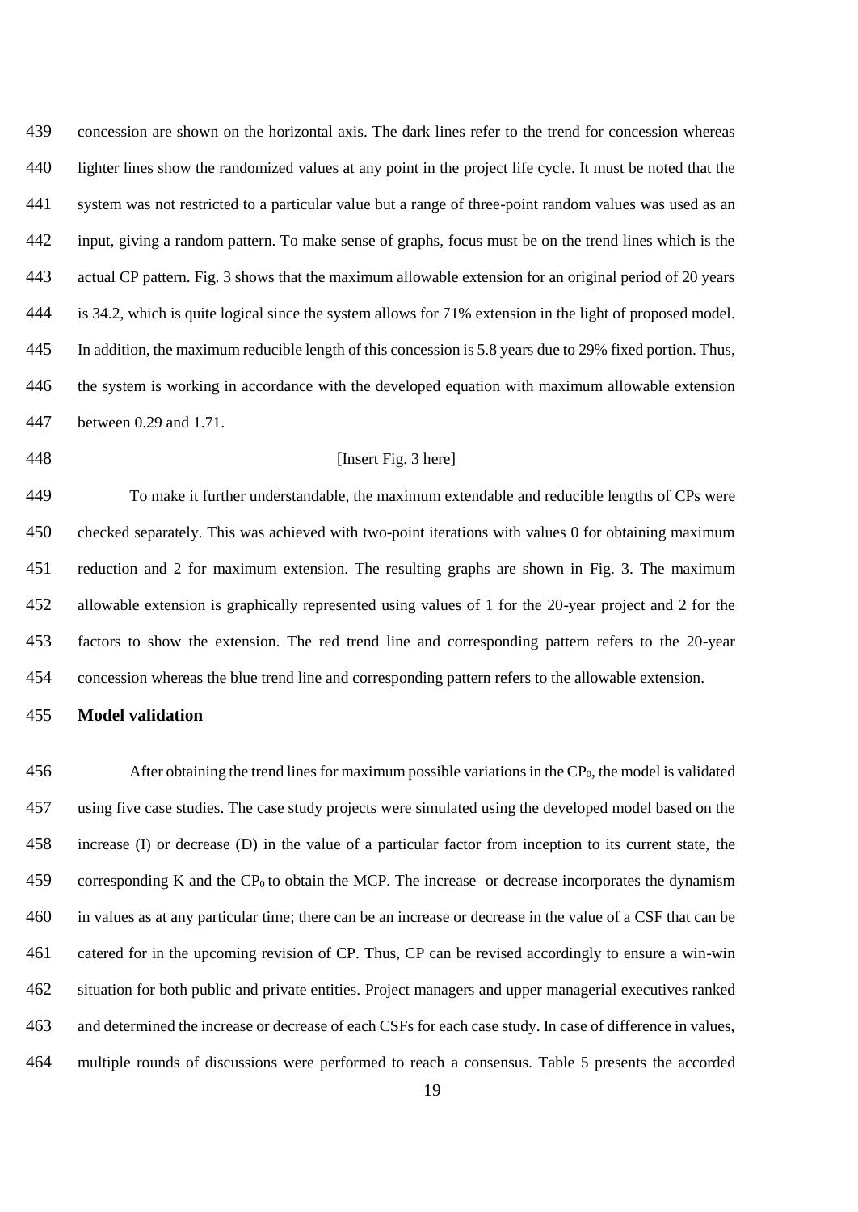concession are shown on the horizontal axis. The dark lines refer to the trend for concession whereas lighter lines show the randomized values at any point in the project life cycle. It must be noted that the system was not restricted to a particular value but a range of three-point random values was used as an input, giving a random pattern. To make sense of graphs, focus must be on the trend lines which is the actual CP pattern. Fig. 3 shows that the maximum allowable extension for an original period of 20 years is 34.2, which is quite logical since the system allows for 71% extension in the light of proposed model. In addition, the maximum reducible length of this concession is 5.8 years due to 29% fixed portion. Thus, the system is working in accordance with the developed equation with maximum allowable extension between 0.29 and 1.71.

[Insert Fig. 3 here]

To make it further understandable, the maximum extendable and reducible lengths of CPs were checked separately. This was achieved with two-point iterations with values 0 for obtaining maximum reduction and 2 for maximum extension. The resulting graphs are shown in Fig. 3. The maximum allowable extension is graphically represented using values of 1 for the 20-year project and 2 for the factors to show the extension. The red trend line and corresponding pattern refers to the 20-year concession whereas the blue trend line and corresponding pattern refers to the allowable extension.

## Model validation

After obtaining the trend lines for maximum possible variations in the $CP_0$, the model is validated using five case studies. The case study projects were simulated using the developed model based on the increase (I) or decrease (D) in the value of a particular factor from inception to its current state, the corresponding K and the $CP_0$ to obtain the MCP. The increase or decrease incorporates the dynamism in values as at any particular time; there can be an increase or decrease in the value of a CSF that can be catered for in the upcoming revision of CP. Thus, CP can be revised accordingly to ensure a win-win situation for both public and private entities. Project managers and upper managerial executives ranked and determined the increase or decrease of each CSFs for each case study. In case of difference in values, multiple rounds of discussions were performed to reach a consensus. Table 5 presents the accorded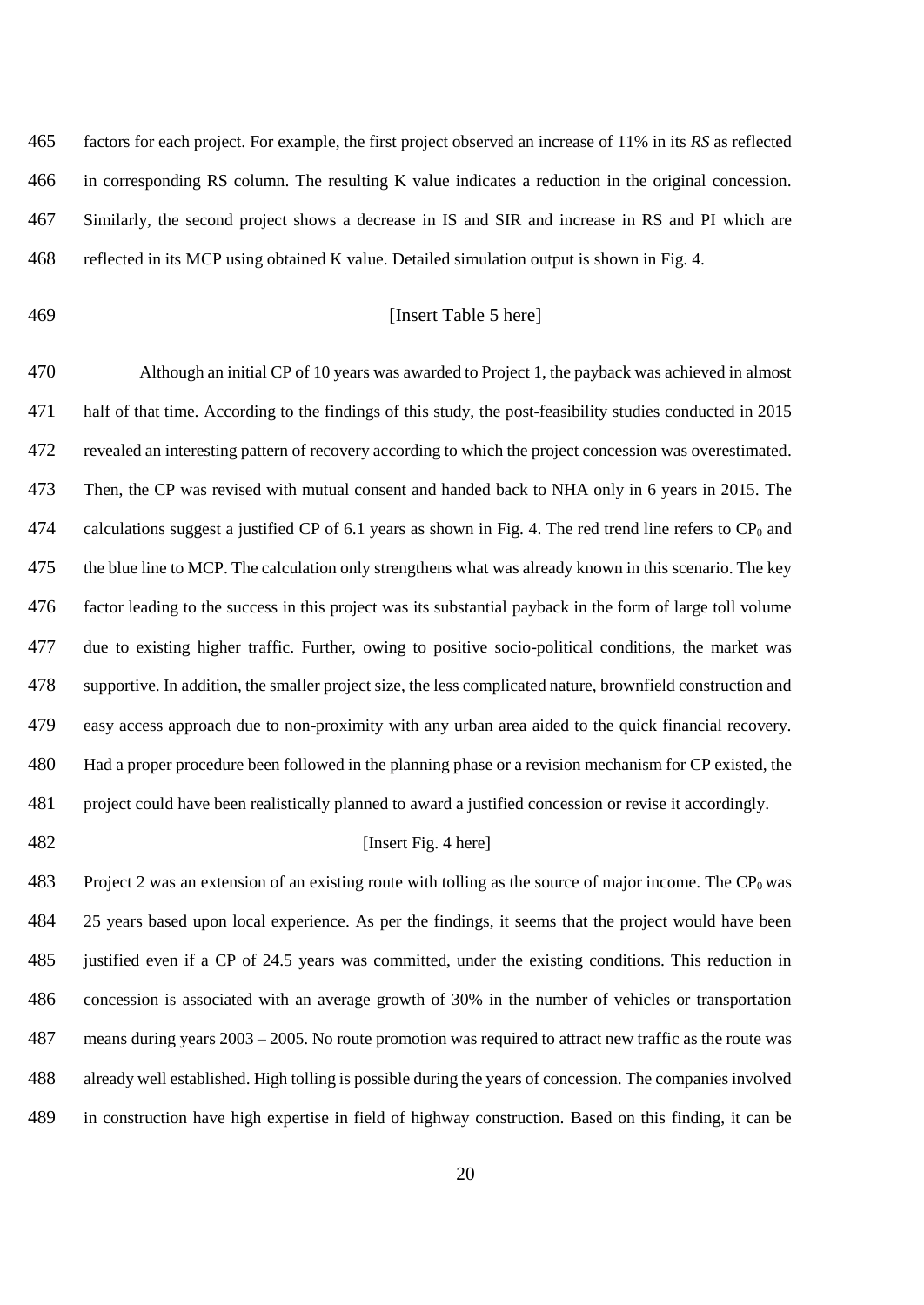factors for each project. For example, the first project observed an increase of 11% in its *RS* as reflected in corresponding RS column. The resulting K value indicates a reduction in the original concession. Similarly, the second project shows a decrease in IS and SIR and increase in RS and PI which are reflected in its MCP using obtained K value. Detailed simulation output is shown in Fig. 4.

[Insert Table 5 here]

Although an initial CP of 10 years was awarded to Project 1, the payback was achieved in almost half of that time. According to the findings of this study, the post-feasibility studies conducted in 2015 revealed an interesting pattern of recovery according to which the project concession was overestimated. Then, the CP was revised with mutual consent and handed back to NHA only in 6 years in 2015. The calculations suggest a justified CP of 6.1 years as shown in Fig. 4. The red trend line refers to $CP_0$ and the blue line to MCP. The calculation only strengthens what was already known in this scenario. The key factor leading to the success in this project was its substantial payback in the form of large toll volume due to existing higher traffic. Further, owing to positive socio-political conditions, the market was supportive. In addition, the smaller project size, the less complicated nature, brownfield construction and easy access approach due to non-proximity with any urban area aided to the quick financial recovery. Had a proper procedure been followed in the planning phase or a revision mechanism for CP existed, the project could have been realistically planned to award a justified concession or revise it accordingly.

[Insert Fig. 4 here]

Project 2 was an extension of an existing route with tolling as the source of major income. The $CP_0$ was 25 years based upon local experience. As per the findings, it seems that the project would have been justified even if a CP of 24.5 years was committed, under the existing conditions. This reduction in concession is associated with an average growth of 30% in the number of vehicles or transportation means during years 2003 – 2005. No route promotion was required to attract new traffic as the route was already well established. High tolling is possible during the years of concession. The companies involved in construction have high expertise in field of highway construction. Based on this finding, it can be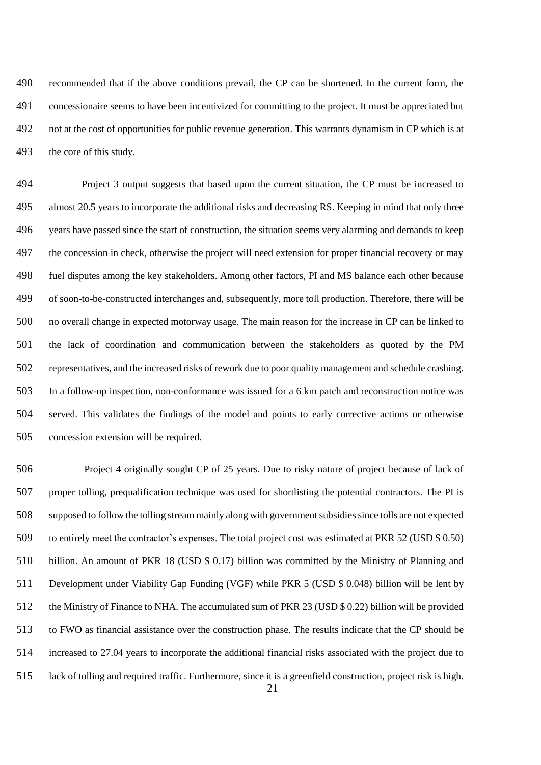recommended that if the above conditions prevail, the CP can be shortened. In the current form, the concessionaire seems to have been incentivized for committing to the project. It must be appreciated but not at the cost of opportunities for public revenue generation. This warrants dynamism in CP which is at the core of this study.

Project 3 output suggests that based upon the current situation, the CP must be increased to almost 20.5 years to incorporate the additional risks and decreasing RS. Keeping in mind that only three years have passed since the start of construction, the situation seems very alarming and demands to keep the concession in check, otherwise the project will need extension for proper financial recovery or may fuel disputes among the key stakeholders. Among other factors, PI and MS balance each other because of soon-to-be-constructed interchanges and, subsequently, more toll production. Therefore, there will be no overall change in expected motorway usage. The main reason for the increase in CP can be linked to the lack of coordination and communication between the stakeholders as quoted by the PM representatives, and the increased risks of rework due to poor quality management and schedule crashing. In a follow-up inspection, non-conformance was issued for a 6 km patch and reconstruction notice was served. This validates the findings of the model and points to early corrective actions or otherwise concession extension will be required.

Project 4 originally sought CP of 25 years. Due to risky nature of project because of lack of proper tolling, prequalification technique was used for shortlisting the potential contractors. The PI is supposed to follow the tolling stream mainly along with government subsidies since tolls are not expected to entirely meet the contractor's expenses. The total project cost was estimated at PKR 52 (USD $ 0.50) billion. An amount of PKR 18 (USD $ 0.17) billion was committed by the Ministry of Planning and Development under Viability Gap Funding (VGF) while PKR 5 (USD $ 0.048) billion will be lent by the Ministry of Finance to NHA. The accumulated sum of PKR 23 (USD $ 0.22) billion will be provided to FWO as financial assistance over the construction phase. The results indicate that the CP should be increased to 27.04 years to incorporate the additional financial risks associated with the project due to lack of tolling and required traffic. Furthermore, since it is a greenfield construction, project risk is high.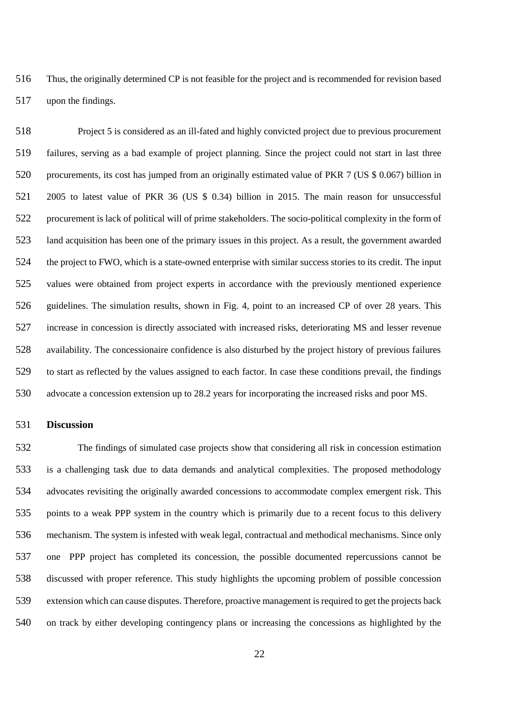Thus, the originally determined CP is not feasible for the project and is recommended for revision based upon the findings.

Project 5 is considered as an ill-fated and highly convicted project due to previous procurement failures, serving as a bad example of project planning. Since the project could not start in last three procurements, its cost has jumped from an originally estimated value of PKR 7 (US $ 0.067) billion in 2005 to latest value of PKR 36 (US $ 0.34) billion in 2015. The main reason for unsuccessful procurement is lack of political will of prime stakeholders. The socio-political complexity in the form of land acquisition has been one of the primary issues in this project. As a result, the government awarded the project to FWO, which is a state-owned enterprise with similar success stories to its credit. The input values were obtained from project experts in accordance with the previously mentioned experience guidelines. The simulation results, shown in Fig. 4, point to an increased CP of over 28 years. This increase in concession is directly associated with increased risks, deteriorating MS and lesser revenue availability. The concessionaire confidence is also disturbed by the project history of previous failures to start as reflected by the values assigned to each factor. In case these conditions prevail, the findings advocate a concession extension up to 28.2 years for incorporating the increased risks and poor MS.

## Discussion

The findings of simulated case projects show that considering all risk in concession estimation is a challenging task due to data demands and analytical complexities. The proposed methodology advocates revisiting the originally awarded concessions to accommodate complex emergent risk. This points to a weak PPP system in the country which is primarily due to a recent focus to this delivery mechanism. The system is infested with weak legal, contractual and methodical mechanisms. Since only one PPP project has completed its concession, the possible documented repercussions cannot be discussed with proper reference. This study highlights the upcoming problem of possible concession extension which can cause disputes. Therefore, proactive management is required to get the projects back on track by either developing contingency plans or increasing the concessions as highlighted by the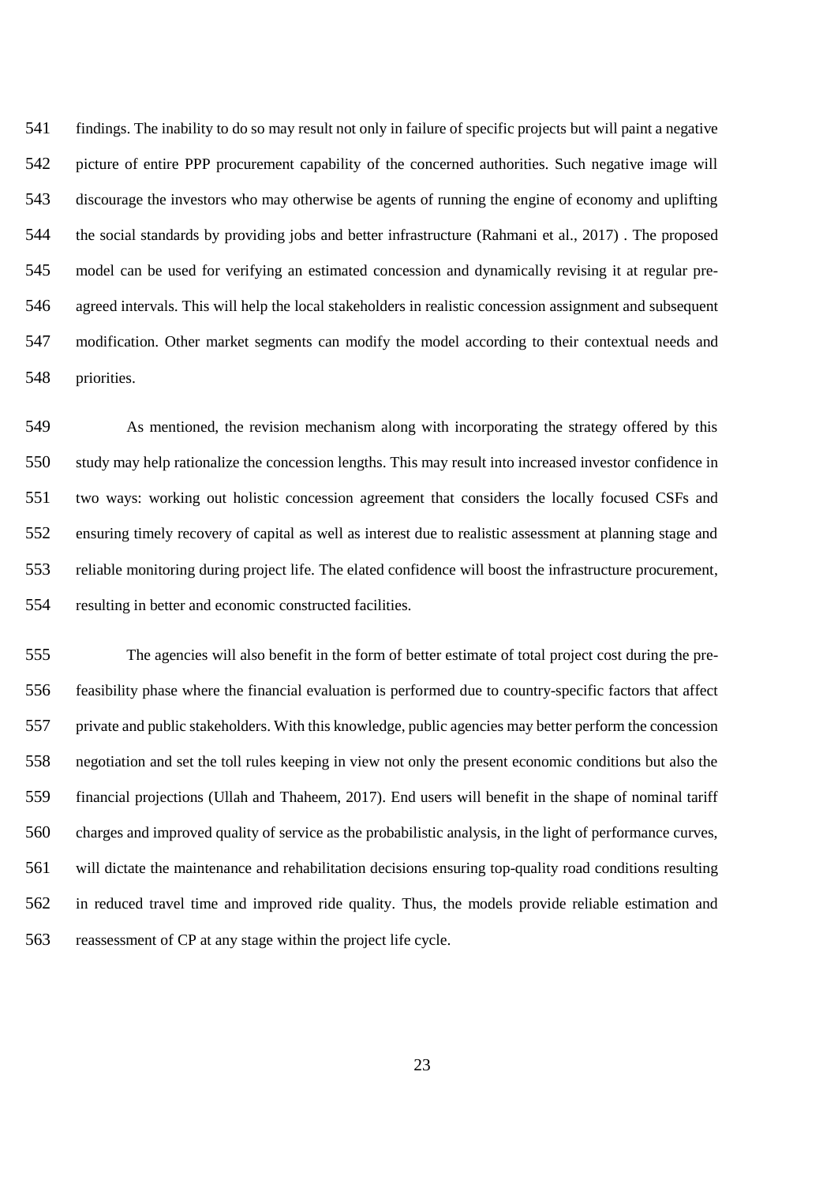findings. The inability to do so may result not only in failure of specific projects but will paint a negative picture of entire PPP procurement capability of the concerned authorities. Such negative image will discourage the investors who may otherwise be agents of running the engine of economy and uplifting the social standards by providing jobs and better infrastructure (Rahmani et al., 2017) . The proposed model can be used for verifying an estimated concession and dynamically revising it at regular pre-agreed intervals. This will help the local stakeholders in realistic concession assignment and subsequent modification. Other market segments can modify the model according to their contextual needs and priorities.

As mentioned, the revision mechanism along with incorporating the strategy offered by this study may help rationalize the concession lengths. This may result into increased investor confidence in two ways: working out holistic concession agreement that considers the locally focused CSFs and ensuring timely recovery of capital as well as interest due to realistic assessment at planning stage and reliable monitoring during project life. The elated confidence will boost the infrastructure procurement, resulting in better and economic constructed facilities.

The agencies will also benefit in the form of better estimate of total project cost during the pre-feasibility phase where the financial evaluation is performed due to country-specific factors that affect private and public stakeholders. With this knowledge, public agencies may better perform the concession negotiation and set the toll rules keeping in view not only the present economic conditions but also the financial projections (Ullah and Thaheem, 2017). End users will benefit in the shape of nominal tariff charges and improved quality of service as the probabilistic analysis, in the light of performance curves, will dictate the maintenance and rehabilitation decisions ensuring top-quality road conditions resulting in reduced travel time and improved ride quality. Thus, the models provide reliable estimation and reassessment of CP at any stage within the project life cycle.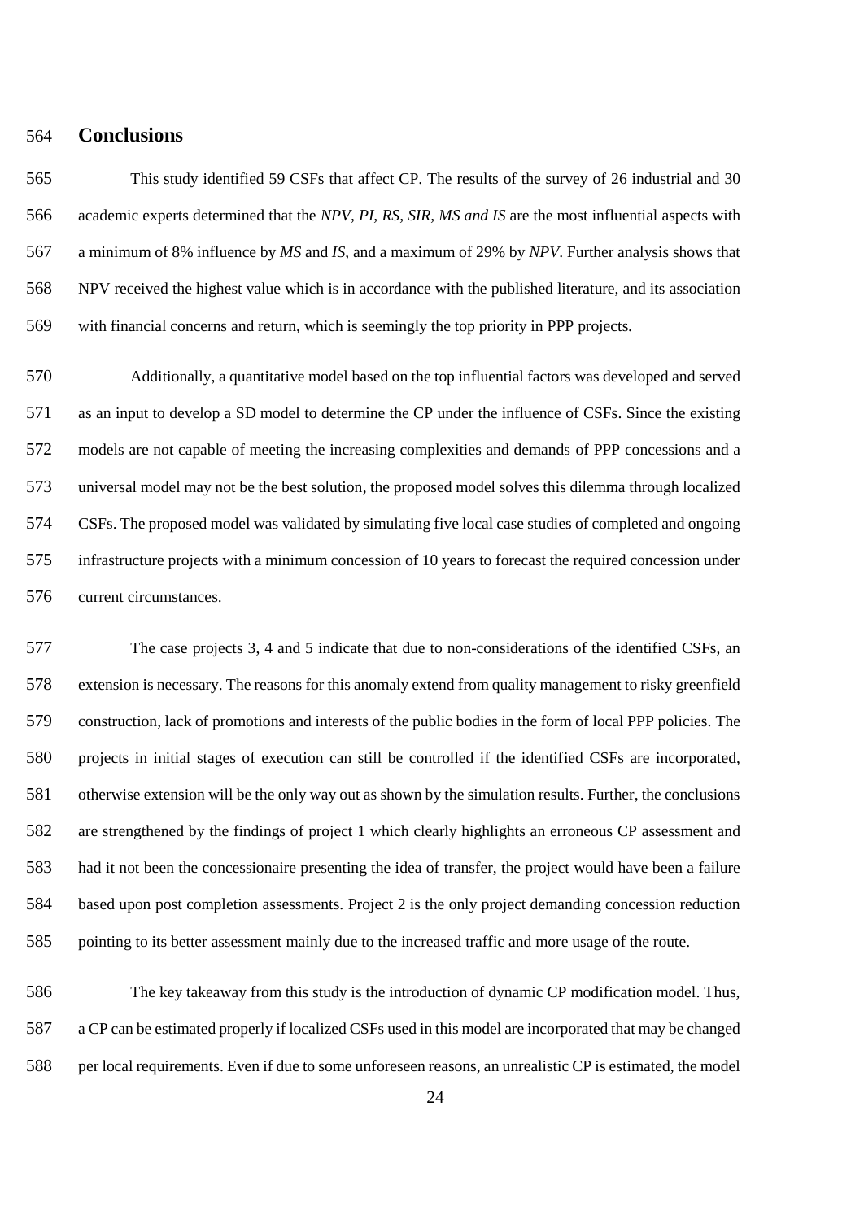## Conclusions

This study identified 59 CSFs that affect CP. The results of the survey of 26 industrial and 30 academic experts determined that the *NPV, PI, RS, SIR, MS and IS* are the most influential aspects with a minimum of 8% influence by *MS* and *IS*, and a maximum of 29% by *NPV*. Further analysis shows that NPV received the highest value which is in accordance with the published literature, and its association with financial concerns and return, which is seemingly the top priority in PPP projects.

Additionally, a quantitative model based on the top influential factors was developed and served as an input to develop a SD model to determine the CP under the influence of CSFs. Since the existing models are not capable of meeting the increasing complexities and demands of PPP concessions and a universal model may not be the best solution, the proposed model solves this dilemma through localized CSFs. The proposed model was validated by simulating five local case studies of completed and ongoing infrastructure projects with a minimum concession of 10 years to forecast the required concession under current circumstances.

The case projects 3, 4 and 5 indicate that due to non-considerations of the identified CSFs, an extension is necessary. The reasons for this anomaly extend from quality management to risky greenfield construction, lack of promotions and interests of the public bodies in the form of local PPP policies. The projects in initial stages of execution can still be controlled if the identified CSFs are incorporated, otherwise extension will be the only way out as shown by the simulation results. Further, the conclusions are strengthened by the findings of project 1 which clearly highlights an erroneous CP assessment and had it not been the concessionaire presenting the idea of transfer, the project would have been a failure based upon post completion assessments. Project 2 is the only project demanding concession reduction pointing to its better assessment mainly due to the increased traffic and more usage of the route.

The key takeaway from this study is the introduction of dynamic CP modification model. Thus, a CP can be estimated properly if localized CSFs used in this model are incorporated that may be changed per local requirements. Even if due to some unforeseen reasons, an unrealistic CP is estimated, the model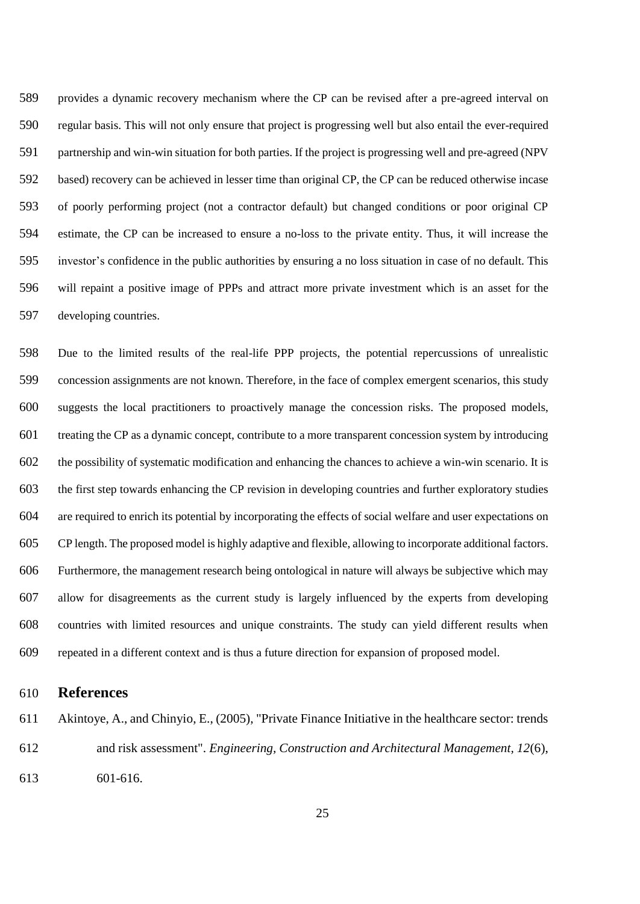provides a dynamic recovery mechanism where the CP can be revised after a pre-agreed interval on regular basis. This will not only ensure that project is progressing well but also entail the ever-required partnership and win-win situation for both parties. If the project is progressing well and pre-agreed (NPV based) recovery can be achieved in lesser time than original CP, the CP can be reduced otherwise incase of poorly performing project (not a contractor default) but changed conditions or poor original CP estimate, the CP can be increased to ensure a no-loss to the private entity. Thus, it will increase the investor's confidence in the public authorities by ensuring a no loss situation in case of no default. This will repaint a positive image of PPPs and attract more private investment which is an asset for the developing countries.

Due to the limited results of the real-life PPP projects, the potential repercussions of unrealistic concession assignments are not known. Therefore, in the face of complex emergent scenarios, this study suggests the local practitioners to proactively manage the concession risks. The proposed models, treating the CP as a dynamic concept, contribute to a more transparent concession system by introducing the possibility of systematic modification and enhancing the chances to achieve a win-win scenario. It is the first step towards enhancing the CP revision in developing countries and further exploratory studies are required to enrich its potential by incorporating the effects of social welfare and user expectations on CP length. The proposed model is highly adaptive and flexible, allowing to incorporate additional factors. Furthermore, the management research being ontological in nature will always be subjective which may allow for disagreements as the current study is largely influenced by the experts from developing countries with limited resources and unique constraints. The study can yield different results when repeated in a different context and is thus a future direction for expansion of proposed model.

## References

Akintoye, A., and Chinyio, E., (2005), "Private Finance Initiative in the healthcare sector: trends and risk assessment". *Engineering, Construction and Architectural Management*, *12*(6), 601-616.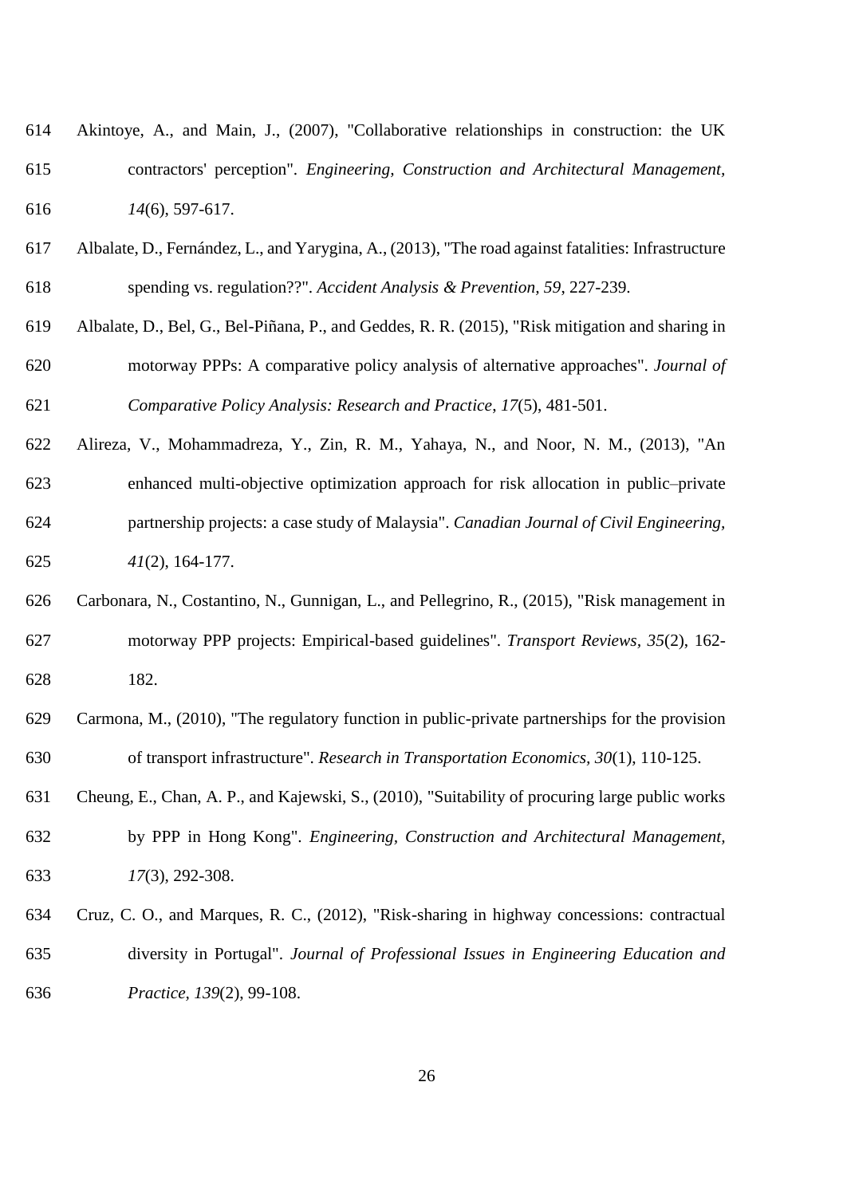Akintoye, A., and Main, J., (2007), "Collaborative relationships in construction: the UK contractors' perception". *Engineering, Construction and Architectural Management*, *14*(6), 597-617.

Albalate, D., Fernández, L., and Yarygina, A., (2013), "The road against fatalities: Infrastructure spending vs. regulation??". *Accident Analysis & Prevention*, *59*, 227-239.

Albalate, D., Bel, G., Bel-Piñana, P., and Geddes, R. R. (2015), "Risk mitigation and sharing in motorway PPPs: A comparative policy analysis of alternative approaches". *Journal of Comparative Policy Analysis: Research and Practice*, *17*(5), 481-501.

Alireza, V., Mohammadreza, Y., Zin, R. M., Yahaya, N., and Noor, N. M., (2013), "An enhanced multi-objective optimization approach for risk allocation in public–private partnership projects: a case study of Malaysia". *Canadian Journal of Civil Engineering*, *41*(2), 164-177.

Carbonara, N., Costantino, N., Gunnigan, L., and Pellegrino, R., (2015), "Risk management in motorway PPP projects: Empirical-based guidelines". *Transport Reviews*, *35*(2), 162-182.

Carmona, M., (2010), "The regulatory function in public-private partnerships for the provision of transport infrastructure". *Research in Transportation Economics*, *30*(1), 110-125.

Cheung, E., Chan, A. P., and Kajewski, S., (2010), "Suitability of procuring large public works by PPP in Hong Kong". *Engineering, Construction and Architectural Management*, *17*(3), 292-308.

Cruz, C. O., and Marques, R. C., (2012), "Risk-sharing in highway concessions: contractual diversity in Portugal". *Journal of Professional Issues in Engineering Education and Practice*, *139*(2), 99-108.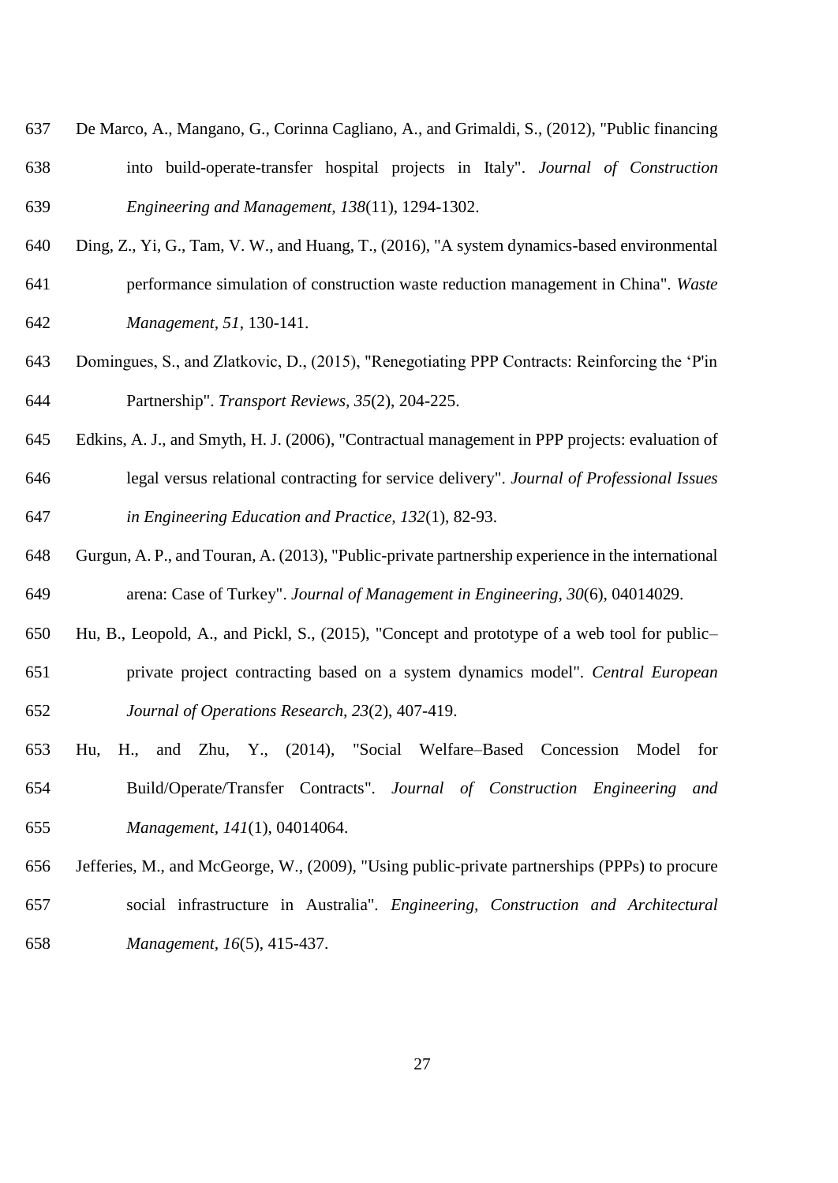De Marco, A., Mangano, G., Corinna Cagliano, A., and Grimaldi, S., (2012), "Public financing into build-operate-transfer hospital projects in Italy". *Journal of Construction Engineering and Management, 138*(11), 1294-1302.

Ding, Z., Yi, G., Tam, V. W., and Huang, T., (2016), "A system dynamics-based environmental performance simulation of construction waste reduction management in China". *Waste Management, 51*, 130-141.

Domingues, S., and Zlatkovic, D., (2015), "Renegotiating PPP Contracts: Reinforcing the 'P'in Partnership". *Transport Reviews, 35*(2), 204-225.

Edkins, A. J., and Smyth, H. J. (2006), "Contractual management in PPP projects: evaluation of legal versus relational contracting for service delivery". *Journal of Professional Issues in Engineering Education and Practice, 132*(1), 82-93.

Gurgun, A. P., and Touran, A. (2013), "Public-private partnership experience in the international arena: Case of Turkey". *Journal of Management in Engineering, 30*(6), 04014029.

Hu, B., Leopold, A., and Pickl, S., (2015), "Concept and prototype of a web tool for public–private project contracting based on a system dynamics model". *Central European Journal of Operations Research, 23*(2), 407-419.

Hu, H., and Zhu, Y., (2014), "Social Welfare–Based Concession Model for Build/Operate/Transfer Contracts". *Journal of Construction Engineering and Management, 141*(1), 04014064.

Jefferies, M., and McGeorge, W., (2009), "Using public-private partnerships (PPPs) to procure social infrastructure in Australia". *Engineering, Construction and Architectural Management, 16*(5), 415-437.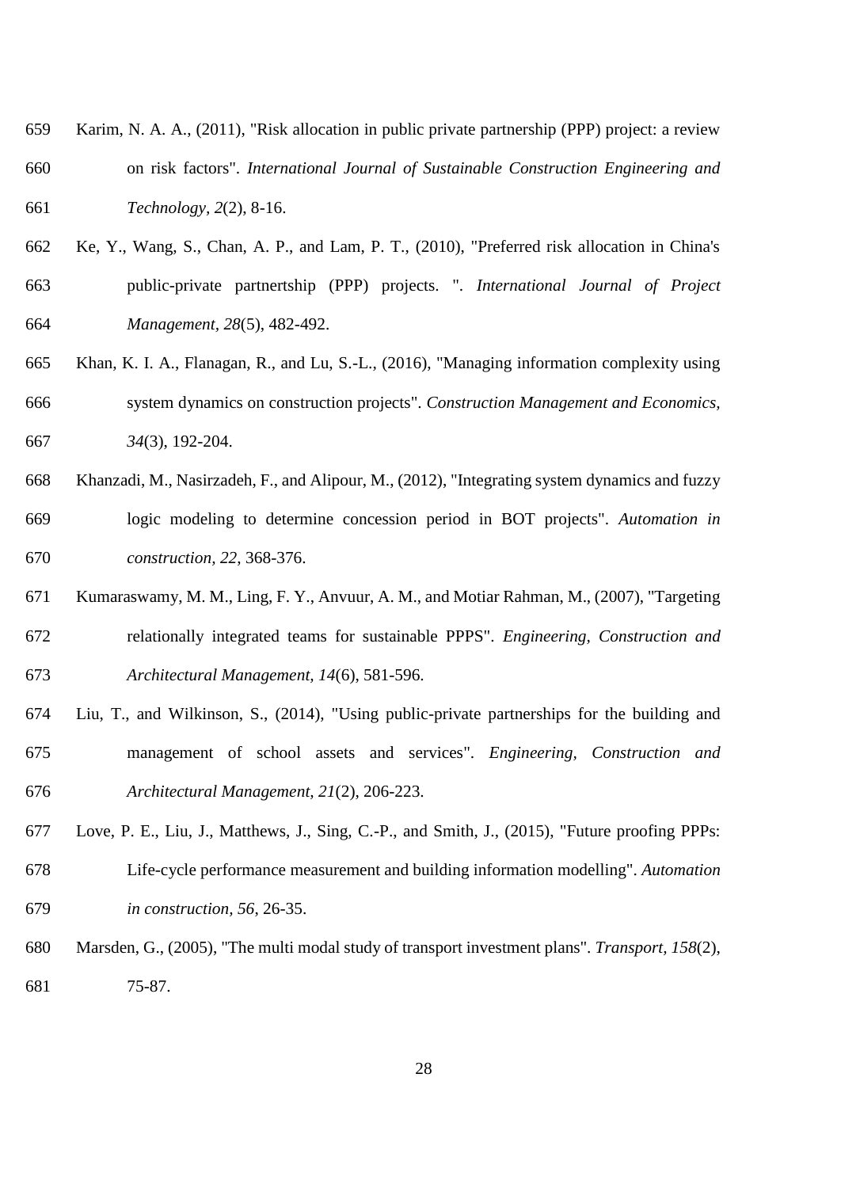Karim, N. A. A., (2011), "Risk allocation in public private partnership (PPP) project: a review on risk factors". *International Journal of Sustainable Construction Engineering and Technology, 2*(2), 8-16.

Ke, Y., Wang, S., Chan, A. P., and Lam, P. T., (2010), "Preferred risk allocation in China's public-private partnertship (PPP) projects. ". *International Journal of Project Management, 28*(5), 482-492.

Khan, K. I. A., Flanagan, R., and Lu, S.-L., (2016), "Managing information complexity using system dynamics on construction projects". *Construction Management and Economics, 34*(3), 192-204.

Khanzadi, M., Nasirzadeh, F., and Alipour, M., (2012), "Integrating system dynamics and fuzzy logic modeling to determine concession period in BOT projects". *Automation in construction, 22*, 368-376.

Kumaraswamy, M. M., Ling, F. Y., Anvuur, A. M., and Motiar Rahman, M., (2007), "Targeting relationally integrated teams for sustainable PPPS". *Engineering, Construction and Architectural Management, 14*(6), 581-596.

Liu, T., and Wilkinson, S., (2014), "Using public-private partnerships for the building and management of school assets and services". *Engineering, Construction and Architectural Management, 21*(2), 206-223.

Love, P. E., Liu, J., Matthews, J., Sing, C.-P., and Smith, J., (2015), "Future proofing PPPs: Life-cycle performance measurement and building information modelling". *Automation in construction, 56*, 26-35.

Marsden, G., (2005), "The multi modal study of transport investment plans". *Transport, 158*(2), 75-87.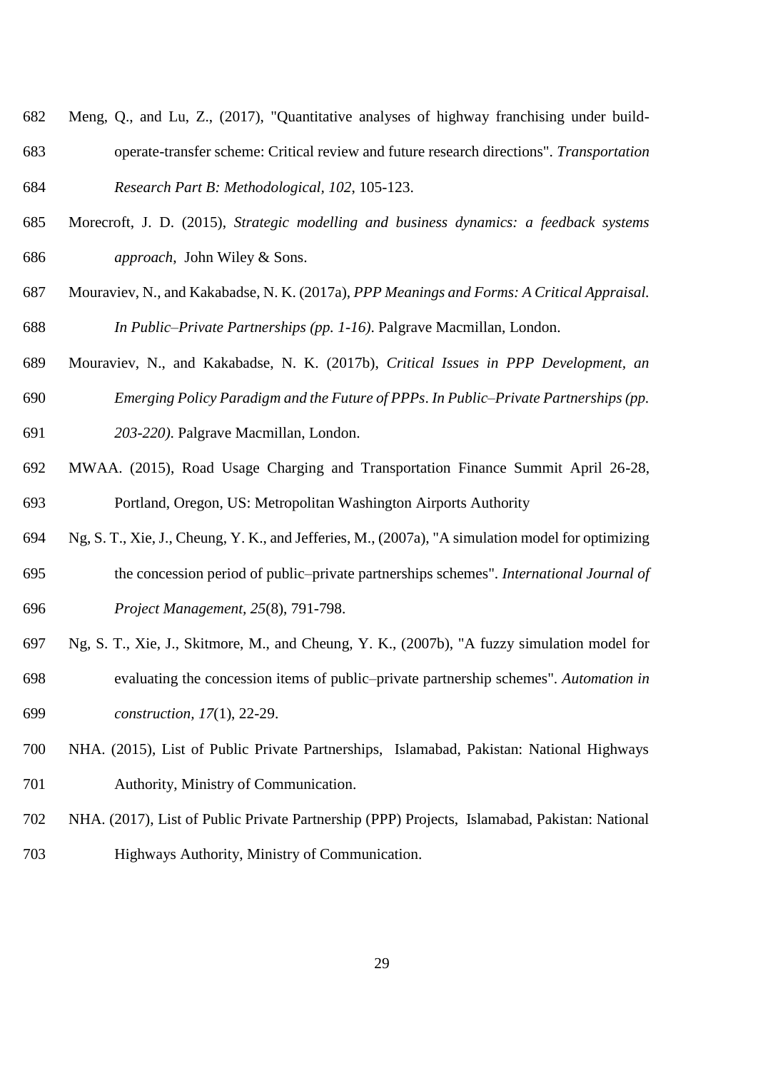Meng, Q., and Lu, Z., (2017), "Quantitative analyses of highway franchising under build-operate-transfer scheme: Critical review and future research directions". *Transportation Research Part B: Methodological, 102*, 105-123.

Morecroft, J. D. (2015), *Strategic modelling and business dynamics: a feedback systems approach*, John Wiley & Sons.

Mouraviev, N., and Kakabadse, N. K. (2017a), *PPP Meanings and Forms: A Critical Appraisal. In Public–Private Partnerships (pp. 1-16)*. Palgrave Macmillan, London.

Mouraviev, N., and Kakabadse, N. K. (2017b), *Critical Issues in PPP Development, an Emerging Policy Paradigm and the Future of PPPs*. *In Public–Private Partnerships (pp. 203-220)*. Palgrave Macmillan, London.

MWAA. (2015), Road Usage Charging and Transportation Finance Summit April 26-28, Portland, Oregon, US: Metropolitan Washington Airports Authority

Ng, S. T., Xie, J., Cheung, Y. K., and Jefferies, M., (2007a), "A simulation model for optimizing the concession period of public–private partnerships schemes". *International Journal of Project Management*, *25*(8), 791-798.

Ng, S. T., Xie, J., Skitmore, M., and Cheung, Y. K., (2007b), "A fuzzy simulation model for evaluating the concession items of public–private partnership schemes". *Automation in construction*, *17*(1), 22-29.

NHA. (2015), List of Public Private Partnerships, Islamabad, Pakistan: National Highways Authority, Ministry of Communication.

NHA. (2017), List of Public Private Partnership (PPP) Projects, Islamabad, Pakistan: National Highways Authority, Ministry of Communication.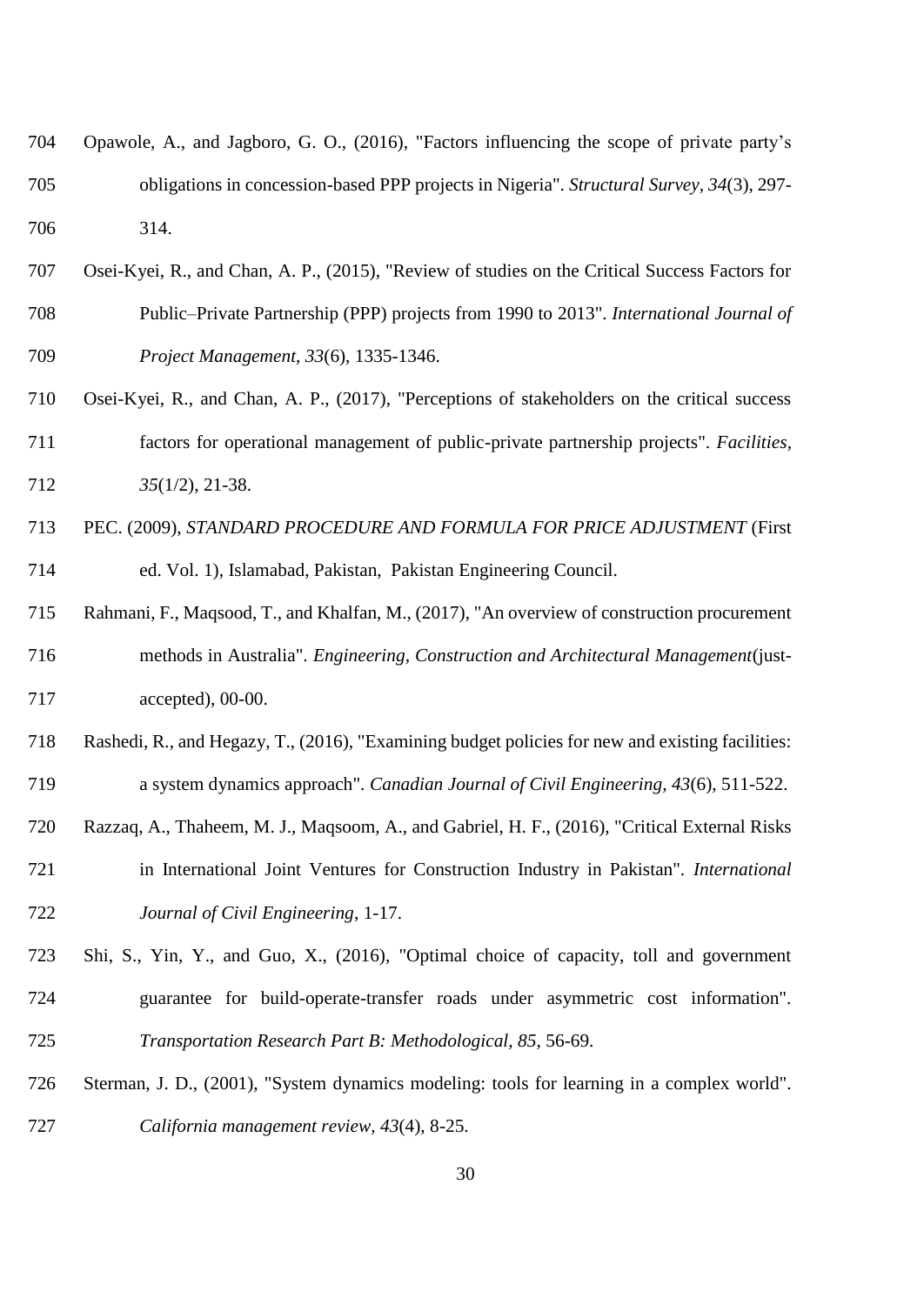Opawole, A., and Jagboro, G. O., (2016), "Factors influencing the scope of private party's obligations in concession-based PPP projects in Nigeria". *Structural Survey, 34*(3), 297-314.

Osei-Kyei, R., and Chan, A. P., (2015), "Review of studies on the Critical Success Factors for Public–Private Partnership (PPP) projects from 1990 to 2013". *International Journal of Project Management, 33*(6), 1335-1346.

Osei-Kyei, R., and Chan, A. P., (2017), "Perceptions of stakeholders on the critical success factors for operational management of public-private partnership projects". *Facilities, 35*(1/2), 21-38.

PEC. (2009), *STANDARD PROCEDURE AND FORMULA FOR PRICE ADJUSTMENT* (First ed. Vol. 1), Islamabad, Pakistan, Pakistan Engineering Council.

Rahmani, F., Maqsood, T., and Khalfan, M., (2017), "An overview of construction procurement methods in Australia". *Engineering, Construction and Architectural Management*(just-accepted), 00-00.

Rashedi, R., and Hegazy, T., (2016), "Examining budget policies for new and existing facilities: a system dynamics approach". *Canadian Journal of Civil Engineering, 43*(6), 511-522.

Razzaq, A., Thaheem, M. J., Maqsoom, A., and Gabriel, H. F., (2016), "Critical External Risks in International Joint Ventures for Construction Industry in Pakistan". *International Journal of Civil Engineering*, 1-17.

Shi, S., Yin, Y., and Guo, X., (2016), "Optimal choice of capacity, toll and government guarantee for build-operate-transfer roads under asymmetric cost information". *Transportation Research Part B: Methodological, 85*, 56-69.

Sterman, J. D., (2001), "System dynamics modeling: tools for learning in a complex world". *California management review, 43*(4), 8-25.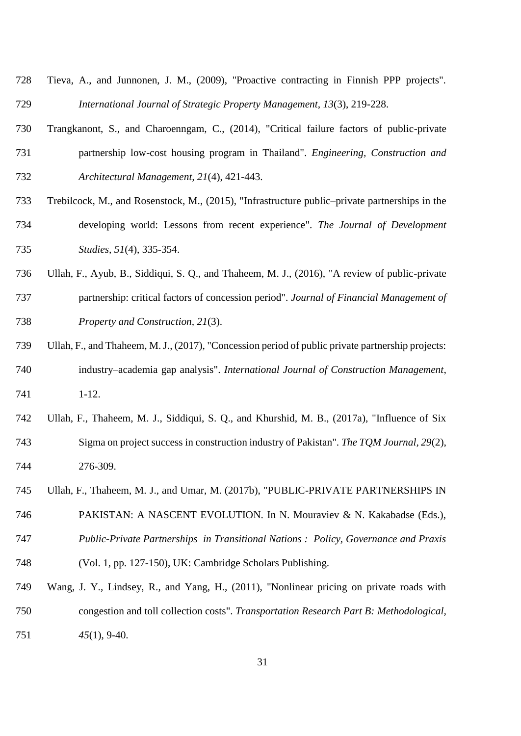Tieva, A., and Junnonen, J. M., (2009), "Proactive contracting in Finnish PPP projects". *International Journal of Strategic Property Management*, *13*(3), 219-228.

Trangkanont, S., and Charoenngam, C., (2014), "Critical failure factors of public-private partnership low-cost housing program in Thailand". *Engineering, Construction and Architectural Management*, *21*(4), 421-443.

Trebilcock, M., and Rosenstock, M., (2015), "Infrastructure public–private partnerships in the developing world: Lessons from recent experience". *The Journal of Development Studies*, *51*(4), 335-354.

Ullah, F., Ayub, B., Siddiqui, S. Q., and Thaheem, M. J., (2016), "A review of public-private partnership: critical factors of concession period". *Journal of Financial Management of Property and Construction*, *21*(3).

Ullah, F., and Thaheem, M. J., (2017), "Concession period of public private partnership projects: industry–academia gap analysis". *International Journal of Construction Management*, 1-12.

Ullah, F., Thaheem, M. J., Siddiqui, S. Q., and Khurshid, M. B., (2017a), "Influence of Six Sigma on project success in construction industry of Pakistan". *The TQM Journal*, *29*(2), 276-309.

Ullah, F., Thaheem, M. J., and Umar, M. (2017b), "PUBLIC-PRIVATE PARTNERSHIPS IN PAKISTAN: A NASCENT EVOLUTION. In N. Mouraviev & N. Kakabadse (Eds.), *Public-Private Partnerships in Transitional Nations : Policy, Governance and Praxis* (Vol. 1, pp. 127-150), UK: Cambridge Scholars Publishing.

Wang, J. Y., Lindsey, R., and Yang, H., (2011), "Nonlinear pricing on private roads with congestion and toll collection costs". *Transportation Research Part B: Methodological*, *45*(1), 9-40.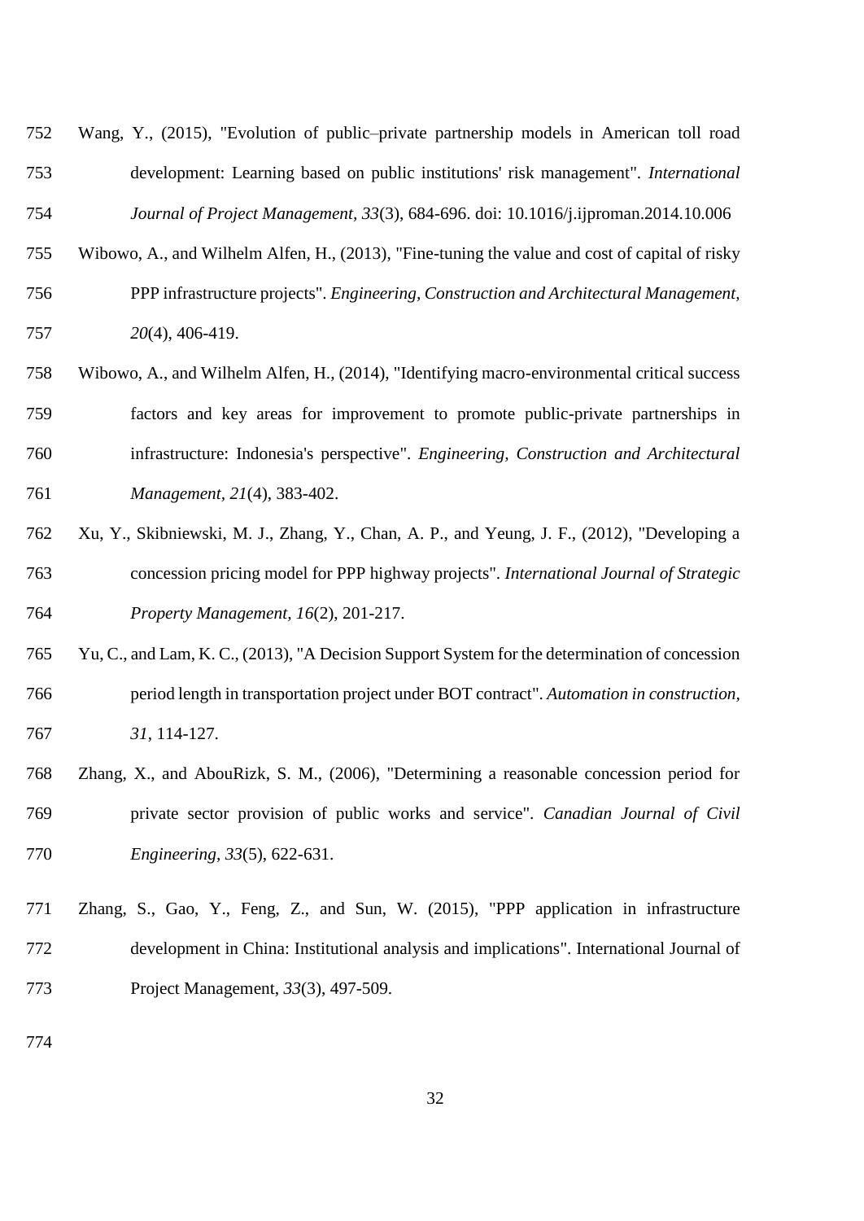Wang, Y., (2015), "Evolution of public–private partnership models in American toll road development: Learning based on public institutions' risk management". *International Journal of Project Management, 33*(3), 684-696. doi: 10.1016/j.ijproman.2014.10.006

Wibowo, A., and Wilhelm Alfen, H., (2013), "Fine-tuning the value and cost of capital of risky PPP infrastructure projects". *Engineering, Construction and Architectural Management, 20*(4), 406-419.

Wibowo, A., and Wilhelm Alfen, H., (2014), "Identifying macro-environmental critical success factors and key areas for improvement to promote public-private partnerships in infrastructure: Indonesia's perspective". *Engineering, Construction and Architectural Management, 21*(4), 383-402.

Xu, Y., Skibniewski, M. J., Zhang, Y., Chan, A. P., and Yeung, J. F., (2012), "Developing a concession pricing model for PPP highway projects". *International Journal of Strategic Property Management, 16*(2), 201-217.

Yu, C., and Lam, K. C., (2013), "A Decision Support System for the determination of concession period length in transportation project under BOT contract". *Automation in construction, 31*, 114-127.

Zhang, X., and AbouRizk, S. M., (2006), "Determining a reasonable concession period for private sector provision of public works and service". *Canadian Journal of Civil Engineering, 33*(5), 622-631.

Zhang, S., Gao, Y., Feng, Z., and Sun, W. (2015), "PPP application in infrastructure development in China: Institutional analysis and implications". International Journal of Project Management, *33*(3), 497-509.